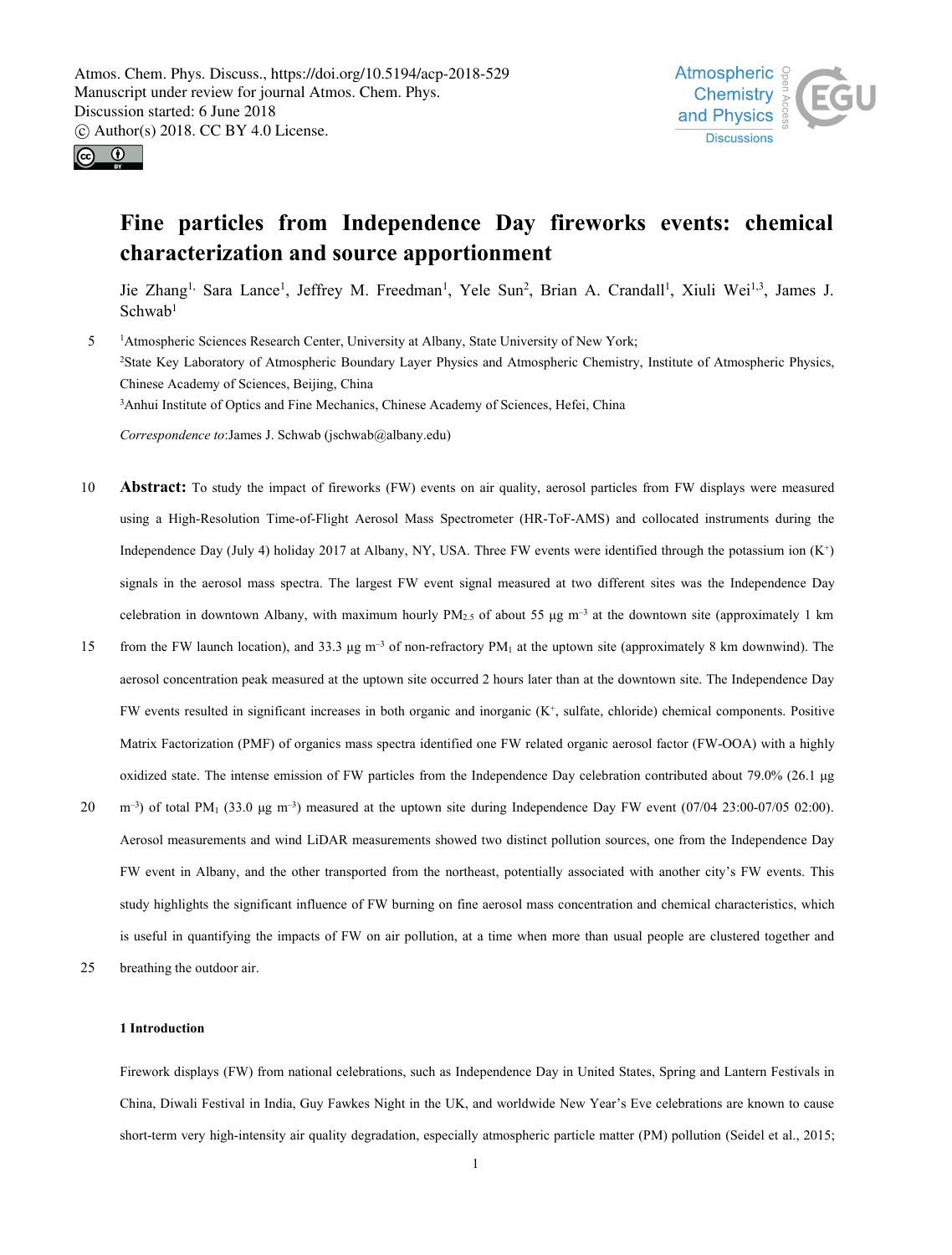# Fine particles from Independence Day fireworks events: chemical characterization and source apportionment

Jie Zhang[1], Sara Lance[1], Jeffrey M. Freedman[1], Yele Sun[2], Brian A. Crandall[1], Xiuli Wei[1,3], James J. Schwab[1]

[1]Atmospheric Sciences Research Center, University at Albany, State University of New York;
[2]State Key Laboratory of Atmospheric Boundary Layer Physics and Atmospheric Chemistry, Institute of Atmospheric Physics, Chinese Academy of Sciences, Beijing, China
[3]Anhui Institute of Optics and Fine Mechanics, Chinese Academy of Sciences, Hefei, China

*Correspondence to*: James J. Schwab (jschwab@albany.edu)

**Abstract:** To study the impact of fireworks (FW) events on air quality, aerosol particles from FW displays were measured using a High-Resolution Time-of-Flight Aerosol Mass Spectrometer (HR-ToF-AMS) and collocated instruments during the Independence Day (July 4) holiday 2017 at Albany, NY, USA. Three FW events were identified through the potassium ion ($K^+$) signals in the aerosol mass spectra. The largest FW event signal measured at two different sites was the Independence Day celebration in downtown Albany, with maximum hourly $PM_{2.5}$ of about 55 μg $m^{-3}$ at the downtown site (approximately 1 km from the FW launch location), and 33.3 μg $m^{-3}$ of non-refractory $PM_1$ at the uptown site (approximately 8 km downwind). The aerosol concentration peak measured at the uptown site occurred 2 hours later than at the downtown site. The Independence Day FW events resulted in significant increases in both organic and inorganic ($K^+$, sulfate, chloride) chemical components. Positive Matrix Factorization (PMF) of organics mass spectra identified one FW related organic aerosol factor (FW-OOA) with a highly oxidized state. The intense emission of FW particles from the Independence Day celebration contributed about 79.0% (26.1 μg $m^{-3}$) of total $PM_1$ (33.0 μg $m^{-3}$) measured at the uptown site during Independence Day FW event (07/04 23:00-07/05 02:00). Aerosol measurements and wind LiDAR measurements showed two distinct pollution sources, one from the Independence Day FW event in Albany, and the other transported from the northeast, potentially associated with another city's FW events. This study highlights the significant influence of FW burning on fine aerosol mass concentration and chemical characteristics, which is useful in quantifying the impacts of FW on air pollution, at a time when more than usual people are clustered together and breathing the outdoor air.

## 1 Introduction

Firework displays (FW) from national celebrations, such as Independence Day in United States, Spring and Lantern Festivals in China, Diwali Festival in India, Guy Fawkes Night in the UK, and worldwide New Year's Eve celebrations are known to cause short-term very high-intensity air quality degradation, especially atmospheric particle matter (PM) pollution (Seidel et al., 2015;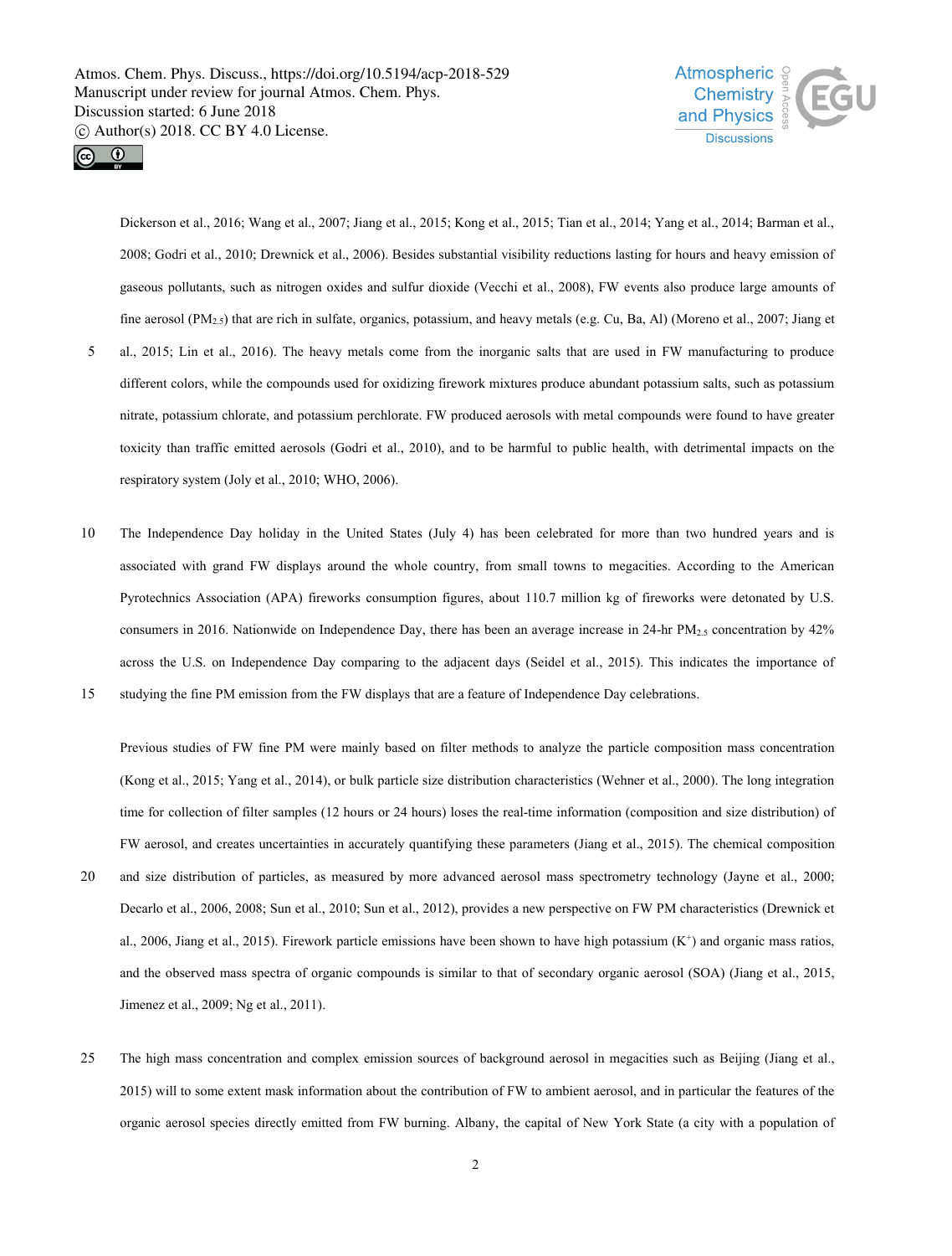Dickerson et al., 2016; Wang et al., 2007; Jiang et al., 2015; Kong et al., 2015; Tian et al., 2014; Yang et al., 2014; Barman et al., 2008; Godri et al., 2010; Drewnick et al., 2006). Besides substantial visibility reductions lasting for hours and heavy emission of gaseous pollutants, such as nitrogen oxides and sulfur dioxide (Vecchi et al., 2008), FW events also produce large amounts of fine aerosol ($PM_{2.5}$) that are rich in sulfate, organics, potassium, and heavy metals (e.g. Cu, Ba, Al) (Moreno et al., 2007; Jiang et al., 2015; Lin et al., 2016). The heavy metals come from the inorganic salts that are used in FW manufacturing to produce different colors, while the compounds used for oxidizing firework mixtures produce abundant potassium salts, such as potassium nitrate, potassium chlorate, and potassium perchlorate. FW produced aerosols with metal compounds were found to have greater toxicity than traffic emitted aerosols (Godri et al., 2010), and to be harmful to public health, with detrimental impacts on the respiratory system (Joly et al., 2010; WHO, 2006).

The Independence Day holiday in the United States (July 4) has been celebrated for more than two hundred years and is associated with grand FW displays around the whole country, from small towns to megacities. According to the American Pyrotechnics Association (APA) fireworks consumption figures, about 110.7 million kg of fireworks were detonated by U.S. consumers in 2016. Nationwide on Independence Day, there has been an average increase in 24-hr $PM_{2.5}$ concentration by 42% across the U.S. on Independence Day comparing to the adjacent days (Seidel et al., 2015). This indicates the importance of studying the fine PM emission from the FW displays that are a feature of Independence Day celebrations.

Previous studies of FW fine PM were mainly based on filter methods to analyze the particle composition mass concentration (Kong et al., 2015; Yang et al., 2014), or bulk particle size distribution characteristics (Wehner et al., 2000). The long integration time for collection of filter samples (12 hours or 24 hours) loses the real-time information (composition and size distribution) of FW aerosol, and creates uncertainties in accurately quantifying these parameters (Jiang et al., 2015). The chemical composition and size distribution of particles, as measured by more advanced aerosol mass spectrometry technology (Jayne et al., 2000; Decarlo et al., 2006, 2008; Sun et al., 2010; Sun et al., 2012), provides a new perspective on FW PM characteristics (Drewnick et al., 2006, Jiang et al., 2015). Firework particle emissions have been shown to have high potassium ($K^+$) and organic mass ratios, and the observed mass spectra of organic compounds is similar to that of secondary organic aerosol (SOA) (Jiang et al., 2015, Jimenez et al., 2009; Ng et al., 2011).

The high mass concentration and complex emission sources of background aerosol in megacities such as Beijing (Jiang et al., 2015) will to some extent mask information about the contribution of FW to ambient aerosol, and in particular the features of the organic aerosol species directly emitted from FW burning. Albany, the capital of New York State (a city with a population of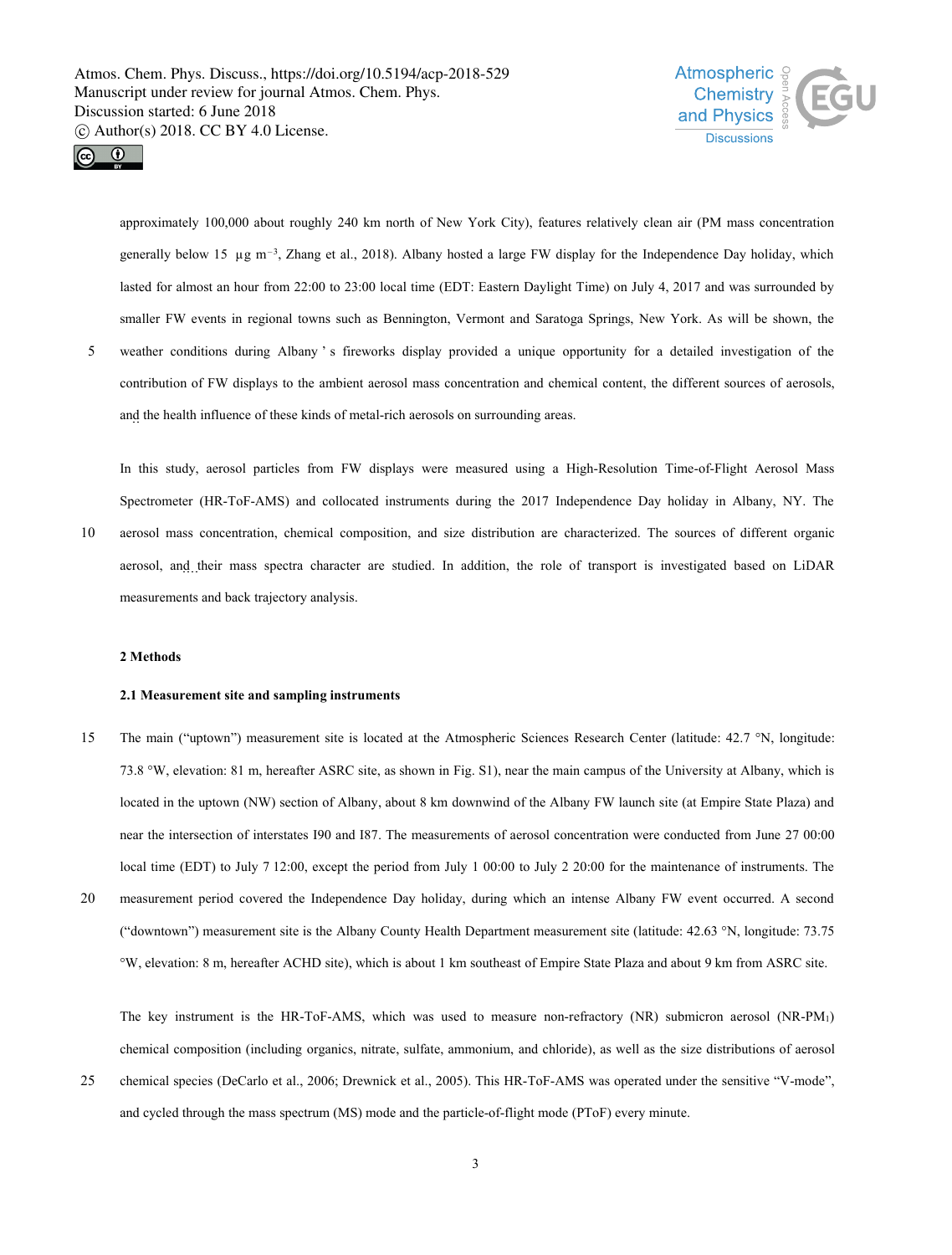approximately 100,000 about roughly 240 km north of New York City), features relatively clean air (PM mass concentration generally below 15 µg m$^{-3}$, Zhang et al., 2018). Albany hosted a large FW display for the Independence Day holiday, which lasted for almost an hour from 22:00 to 23:00 local time (EDT: Eastern Daylight Time) on July 4, 2017 and was surrounded by smaller FW events in regional towns such as Bennington, Vermont and Saratoga Springs, New York. As will be shown, the weather conditions during Albany's fireworks display provided a unique opportunity for a detailed investigation of the contribution of FW displays to the ambient aerosol mass concentration and chemical content, the different sources of aerosols, and the health influence of these kinds of metal-rich aerosols on surrounding areas.

In this study, aerosol particles from FW displays were measured using a High-Resolution Time-of-Flight Aerosol Mass Spectrometer (HR-ToF-AMS) and collocated instruments during the 2017 Independence Day holiday in Albany, NY. The aerosol mass concentration, chemical composition, and size distribution are characterized. The sources of different organic aerosol, and their mass spectra character are studied. In addition, the role of transport is investigated based on LiDAR measurements and back trajectory analysis.

## 2 Methods

### 2.1 Measurement site and sampling instruments

The main ("uptown") measurement site is located at the Atmospheric Sciences Research Center (latitude: 42.7 °N, longitude: 73.8 °W, elevation: 81 m, hereafter ASRC site, as shown in Fig. S1), near the main campus of the University at Albany, which is located in the uptown (NW) section of Albany, about 8 km downwind of the Albany FW launch site (at Empire State Plaza) and near the intersection of interstates I90 and I87. The measurements of aerosol concentration were conducted from June 27 00:00 local time (EDT) to July 7 12:00, except the period from July 1 00:00 to July 2 20:00 for the maintenance of instruments. The measurement period covered the Independence Day holiday, during which an intense Albany FW event occurred. A second ("downtown") measurement site is the Albany County Health Department measurement site (latitude: 42.63 °N, longitude: 73.75 °W, elevation: 8 m, hereafter ACHD site), which is about 1 km southeast of Empire State Plaza and about 9 km from ASRC site.

The key instrument is the HR-ToF-AMS, which was used to measure non-refractory (NR) submicron aerosol (NR-PM$_1$) chemical composition (including organics, nitrate, sulfate, ammonium, and chloride), as well as the size distributions of aerosol chemical species (DeCarlo et al., 2006; Drewnick et al., 2005). This HR-ToF-AMS was operated under the sensitive "V-mode", and cycled through the mass spectrum (MS) mode and the particle-of-flight mode (PToF) every minute.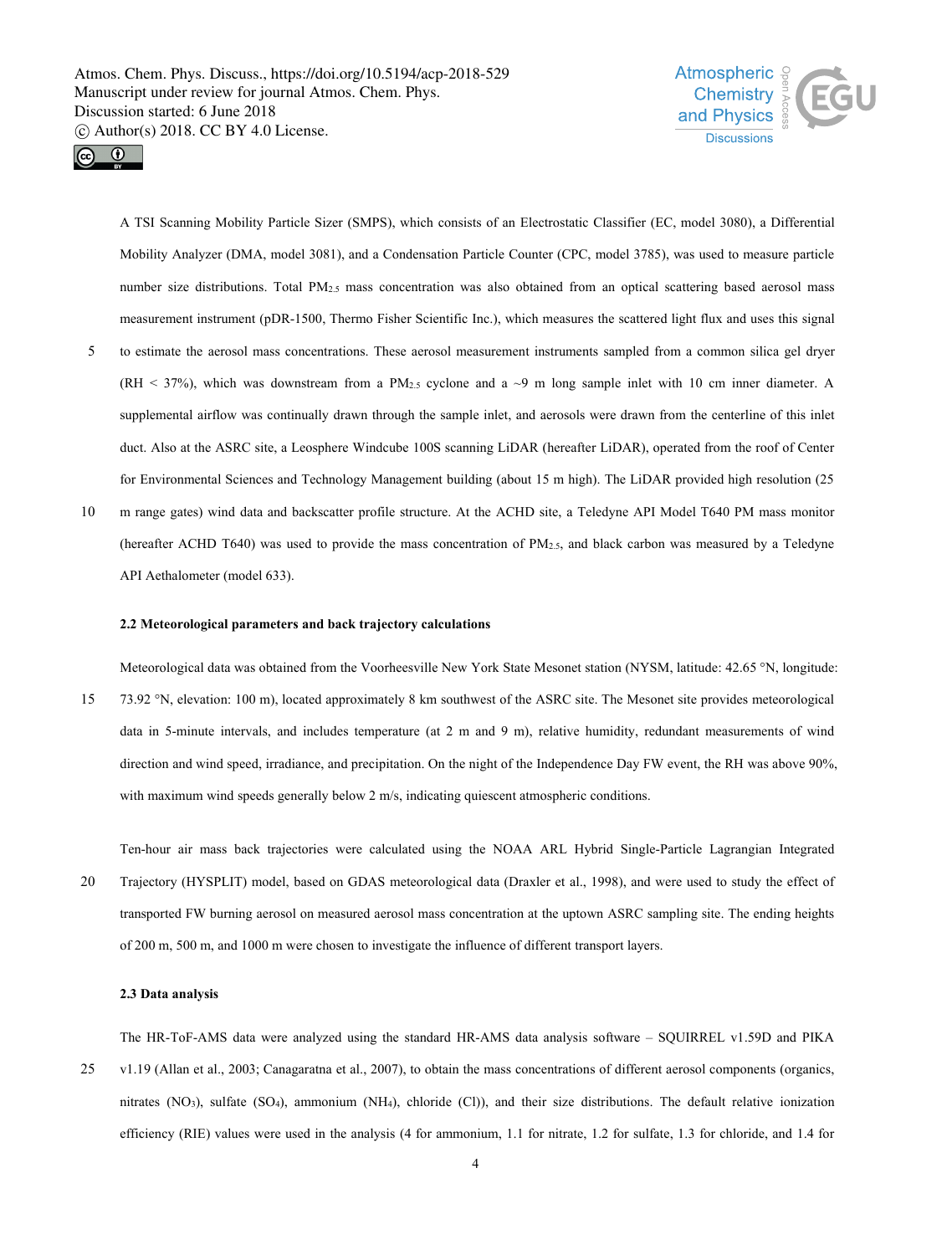A TSI Scanning Mobility Particle Sizer (SMPS), which consists of an Electrostatic Classifier (EC, model 3080), a Differential Mobility Analyzer (DMA, model 3081), and a Condensation Particle Counter (CPC, model 3785), was used to measure particle number size distributions. Total $PM_{2.5}$ mass concentration was also obtained from an optical scattering based aerosol mass measurement instrument (pDR-1500, Thermo Fisher Scientific Inc.), which measures the scattered light flux and uses this signal to estimate the aerosol mass concentrations. These aerosol measurement instruments sampled from a common silica gel dryer (RH < 37%), which was downstream from a $PM_{2.5}$ cyclone and a ~9 m long sample inlet with 10 cm inner diameter. A supplemental airflow was continually drawn through the sample inlet, and aerosols were drawn from the centerline of this inlet duct. Also at the ASRC site, a Leosphere Windcube 100S scanning LiDAR (hereafter LiDAR), operated from the roof of Center for Environmental Sciences and Technology Management building (about 15 m high). The LiDAR provided high resolution (25 m range gates) wind data and backscatter profile structure. At the ACHD site, a Teledyne API Model T640 PM mass monitor (hereafter ACHD T640) was used to provide the mass concentration of $PM_{2.5}$, and black carbon was measured by a Teledyne API Aethalometer (model 633).

### 2.2 Meteorological parameters and back trajectory calculations

Meteorological data was obtained from the Voorheesville New York State Mesonet station (NYSM, latitude: 42.65 °N, longitude: 73.92 °N, elevation: 100 m), located approximately 8 km southwest of the ASRC site. The Mesonet site provides meteorological data in 5-minute intervals, and includes temperature (at 2 m and 9 m), relative humidity, redundant measurements of wind direction and wind speed, irradiance, and precipitation. On the night of the Independence Day FW event, the RH was above 90%, with maximum wind speeds generally below 2 m/s, indicating quiescent atmospheric conditions.

Ten-hour air mass back trajectories were calculated using the NOAA ARL Hybrid Single-Particle Lagrangian Integrated Trajectory (HYSPLIT) model, based on GDAS meteorological data (Draxler et al., 1998), and were used to study the effect of transported FW burning aerosol on measured aerosol mass concentration at the uptown ASRC sampling site. The ending heights of 200 m, 500 m, and 1000 m were chosen to investigate the influence of different transport layers.

### 2.3 Data analysis

The HR-ToF-AMS data were analyzed using the standard HR-AMS data analysis software – SQUIRREL v1.59D and PIKA v1.19 (Allan et al., 2003; Canagaratna et al., 2007), to obtain the mass concentrations of different aerosol components (organics, nitrates ($NO_3$), sulfate ($SO_4$), ammonium ($NH_4$), chloride (Cl)), and their size distributions. The default relative ionization efficiency (RIE) values were used in the analysis (4 for ammonium, 1.1 for nitrate, 1.2 for sulfate, 1.3 for chloride, and 1.4 for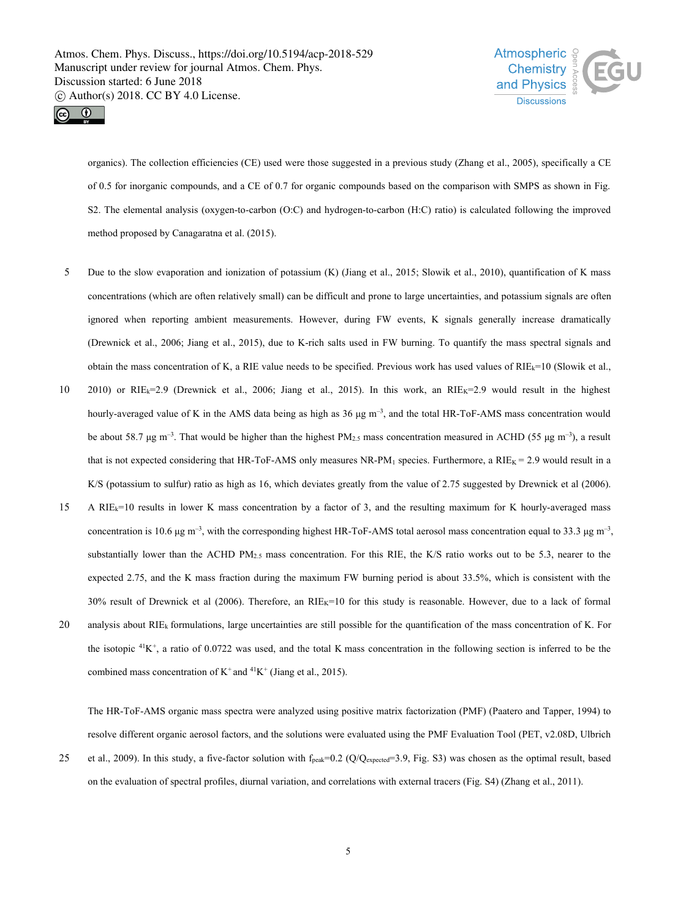organics). The collection efficiencies (CE) used were those suggested in a previous study (Zhang et al., 2005), specifically a CE of 0.5 for inorganic compounds, and a CE of 0.7 for organic compounds based on the comparison with SMPS as shown in Fig. S2. The elemental analysis (oxygen-to-carbon (O:C) and hydrogen-to-carbon (H:C) ratio) is calculated following the improved method proposed by Canagaratna et al. (2015).

Due to the slow evaporation and ionization of potassium (K) (Jiang et al., 2015; Slowik et al., 2010), quantification of K mass concentrations (which are often relatively small) can be difficult and prone to large uncertainties, and potassium signals are often ignored when reporting ambient measurements. However, during FW events, K signals generally increase dramatically (Drewnick et al., 2006; Jiang et al., 2015), due to K-rich salts used in FW burning. To quantify the mass spectral signals and obtain the mass concentration of K, a RIE value needs to be specified. Previous work has used values of $RIE_k$=10 (Slowik et al., 2010) or $RIE_k$=2.9 (Drewnick et al., 2006; Jiang et al., 2015). In this work, an $RIE_K$=2.9 would result in the highest hourly-averaged value of K in the AMS data being as high as 36 μg $m^{-3}$, and the total HR-ToF-AMS mass concentration would be about 58.7 μg $m^{-3}$. That would be higher than the highest $PM_{2.5}$ mass concentration measured in ACHD (55 μg $m^{-3}$), a result that is not expected considering that HR-ToF-AMS only measures NR-$PM_1$ species. Furthermore, a $RIE_K$ = 2.9 would result in a K/S (potassium to sulfur) ratio as high as 16, which deviates greatly from the value of 2.75 suggested by Drewnick et al (2006). A $RIE_k$=10 results in lower K mass concentration by a factor of 3, and the resulting maximum for K hourly-averaged mass concentration is 10.6 μg $m^{-3}$, with the corresponding highest HR-ToF-AMS total aerosol mass concentration equal to 33.3 μg $m^{-3}$, substantially lower than the ACHD $PM_{2.5}$ mass concentration. For this RIE, the K/S ratio works out to be 5.3, nearer to the expected 2.75, and the K mass fraction during the maximum FW burning period is about 33.5%, which is consistent with the 30% result of Drewnick et al (2006). Therefore, an $RIE_K$=10 for this study is reasonable. However, due to a lack of formal analysis about $RIE_k$ formulations, large uncertainties are still possible for the quantification of the mass concentration of K. For the isotopic $^{41}K^+$, a ratio of 0.0722 was used, and the total K mass concentration in the following section is inferred to be the combined mass concentration of $K^+$ and $^{41}K^+$ (Jiang et al., 2015).

The HR-ToF-AMS organic mass spectra were analyzed using positive matrix factorization (PMF) (Paatero and Tapper, 1994) to resolve different organic aerosol factors, and the solutions were evaluated using the PMF Evaluation Tool (PET, v2.08D, Ulbrich et al., 2009). In this study, a five-factor solution with $f_{peak}$=0.2 ($Q/Q_{expected}$=3.9, Fig. S3) was chosen as the optimal result, based on the evaluation of spectral profiles, diurnal variation, and correlations with external tracers (Fig. S4) (Zhang et al., 2011).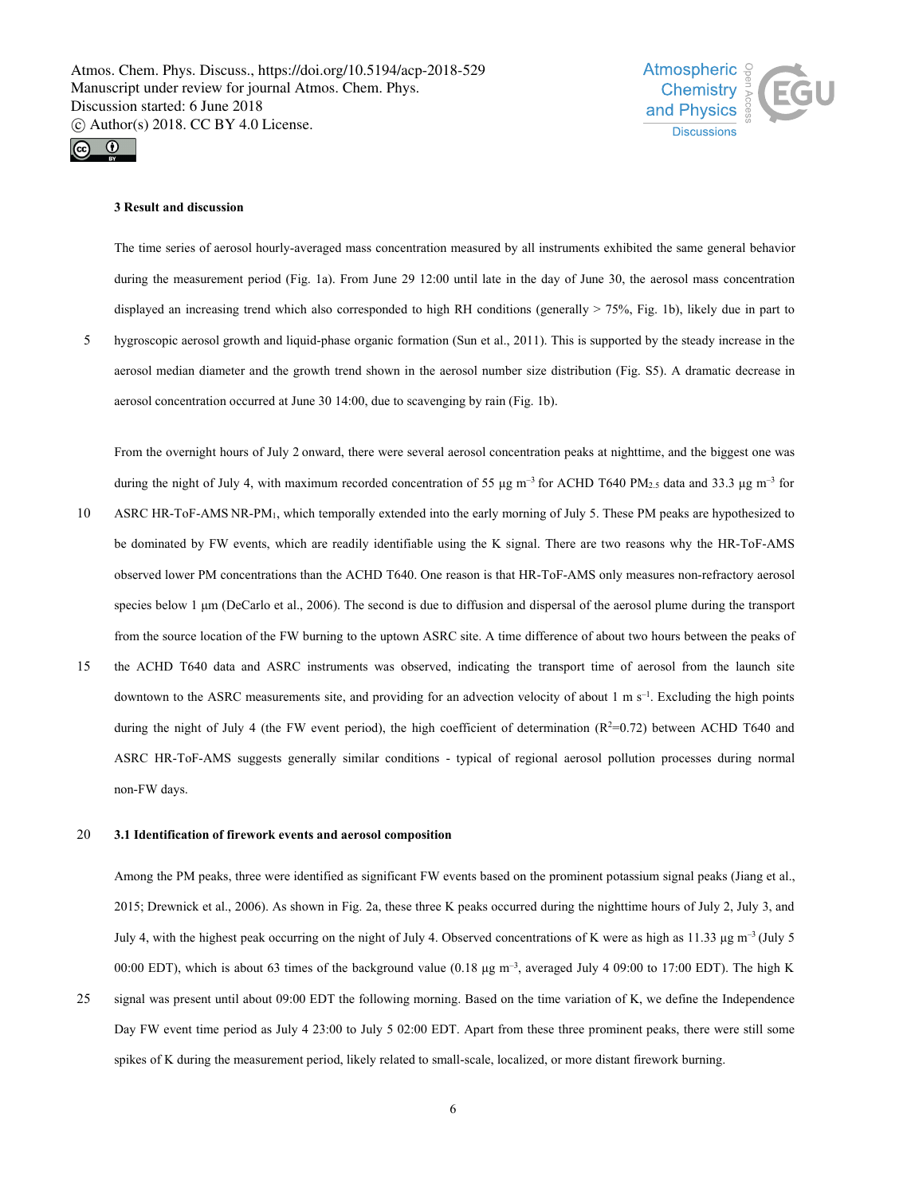## 3 Result and discussion

The time series of aerosol hourly-averaged mass concentration measured by all instruments exhibited the same general behavior during the measurement period (Fig. 1a). From June 29 12:00 until late in the day of June 30, the aerosol mass concentration displayed an increasing trend which also corresponded to high RH conditions (generally > 75%, Fig. 1b), likely due in part to hygroscopic aerosol growth and liquid-phase organic formation (Sun et al., 2011). This is supported by the steady increase in the aerosol median diameter and the growth trend shown in the aerosol number size distribution (Fig. S5). A dramatic decrease in aerosol concentration occurred at June 30 14:00, due to scavenging by rain (Fig. 1b).

From the overnight hours of July 2 onward, there were several aerosol concentration peaks at nighttime, and the biggest one was during the night of July 4, with maximum recorded concentration of 55 μg $m^{-3}$ for ACHD T640 $PM_{2.5}$ data and 33.3 μg $m^{-3}$ for ASRC HR-ToF-AMS NR-$PM_1$, which temporally extended into the early morning of July 5. These PM peaks are hypothesized to be dominated by FW events, which are readily identifiable using the K signal. There are two reasons why the HR-ToF-AMS observed lower PM concentrations than the ACHD T640. One reason is that HR-ToF-AMS only measures non-refractory aerosol species below 1 μm (DeCarlo et al., 2006). The second is due to diffusion and dispersal of the aerosol plume during the transport from the source location of the FW burning to the uptown ASRC site. A time difference of about two hours between the peaks of the ACHD T640 data and ASRC instruments was observed, indicating the transport time of aerosol from the launch site downtown to the ASRC measurements site, and providing for an advection velocity of about 1 m $s^{-1}$. Excluding the high points during the night of July 4 (the FW event period), the high coefficient of determination ($R^2$=0.72) between ACHD T640 and ASRC HR-ToF-AMS suggests generally similar conditions - typical of regional aerosol pollution processes during normal non-FW days.

### 3.1 Identification of firework events and aerosol composition

Among the PM peaks, three were identified as significant FW events based on the prominent potassium signal peaks (Jiang et al., 2015; Drewnick et al., 2006). As shown in Fig. 2a, these three K peaks occurred during the nighttime hours of July 2, July 3, and July 4, with the highest peak occurring on the night of July 4. Observed concentrations of K were as high as 11.33 μg $m^{-3}$ (July 5 00:00 EDT), which is about 63 times of the background value (0.18 μg $m^{-3}$, averaged July 4 09:00 to 17:00 EDT). The high K signal was present until about 09:00 EDT the following morning. Based on the time variation of K, we define the Independence Day FW event time period as July 4 23:00 to July 5 02:00 EDT. Apart from these three prominent peaks, there were still some spikes of K during the measurement period, likely related to small-scale, localized, or more distant firework burning.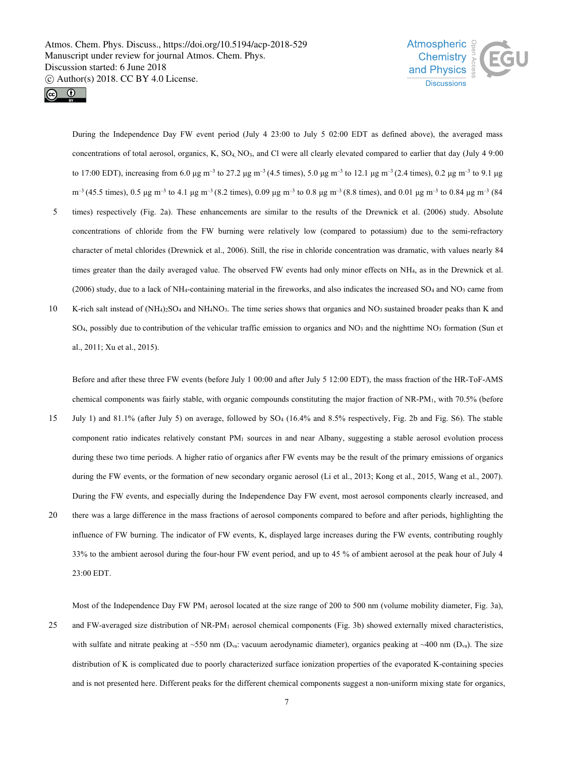During the Independence Day FW event period (July 4 23:00 to July 5 02:00 EDT as defined above), the averaged mass concentrations of total aerosol, organics, K, $SO_4$, $NO_3$, and Cl were all clearly elevated compared to earlier that day (July 4 9:00 to 17:00 EDT), increasing from 6.0 μg $m^{-3}$ to 27.2 μg $m^{-3}$ (4.5 times), 5.0 μg $m^{-3}$ to 12.1 μg $m^{-3}$ (2.4 times), 0.2 μg $m^{-3}$ to 9.1 μg $m^{-3}$ (45.5 times), 0.5 μg $m^{-3}$ to 4.1 μg $m^{-3}$ (8.2 times), 0.09 μg $m^{-3}$ to 0.8 μg $m^{-3}$ (8.8 times), and 0.01 μg $m^{-3}$ to 0.84 μg $m^{-3}$ (84 times) respectively (Fig. 2a). These enhancements are similar to the results of the Drewnick et al. (2006) study. Absolute concentrations of chloride from the FW burning were relatively low (compared to potassium) due to the semi-refractory character of metal chlorides (Drewnick et al., 2006). Still, the rise in chloride concentration was dramatic, with values nearly 84 times greater than the daily averaged value. The observed FW events had only minor effects on $NH_4$, as in the Drewnick et al. (2006) study, due to a lack of $NH_4$-containing material in the fireworks, and also indicates the increased $SO_4$ and $NO_3$ came from K-rich salt instead of $(NH_4)_2SO_4$ and $NH_4NO_3$. The time series shows that organics and $NO_3$ sustained broader peaks than K and $SO_4$, possibly due to contribution of the vehicular traffic emission to organics and $NO_3$ and the nighttime $NO_3$ formation (Sun et al., 2011; Xu et al., 2015).

Before and after these three FW events (before July 1 00:00 and after July 5 12:00 EDT), the mass fraction of the HR-ToF-AMS chemical components was fairly stable, with organic compounds constituting the major fraction of NR-$PM_1$, with 70.5% (before July 1) and 81.1% (after July 5) on average, followed by $SO_4$ (16.4% and 8.5% respectively, Fig. 2b and Fig. S6). The stable component ratio indicates relatively constant $PM_1$ sources in and near Albany, suggesting a stable aerosol evolution process during these two time periods. A higher ratio of organics after FW events may be the result of the primary emissions of organics during the FW events, or the formation of new secondary organic aerosol (Li et al., 2013; Kong et al., 2015, Wang et al., 2007). During the FW events, and especially during the Independence Day FW event, most aerosol components clearly increased, and there was a large difference in the mass fractions of aerosol components compared to before and after periods, highlighting the influence of FW burning. The indicator of FW events, K, displayed large increases during the FW events, contributing roughly 33% to the ambient aerosol during the four-hour FW event period, and up to 45 % of ambient aerosol at the peak hour of July 4 23:00 EDT.

Most of the Independence Day FW $PM_1$ aerosol located at the size range of 200 to 500 nm (volume mobility diameter, Fig. 3a), and FW-averaged size distribution of NR-$PM_1$ aerosol chemical components (Fig. 3b) showed externally mixed characteristics, with sulfate and nitrate peaking at ~550 nm ($D_{va}$: vacuum aerodynamic diameter), organics peaking at ~400 nm ($D_{va}$). The size distribution of K is complicated due to poorly characterized surface ionization properties of the evaporated K-containing species and is not presented here. Different peaks for the different chemical components suggest a non-uniform mixing state for organics,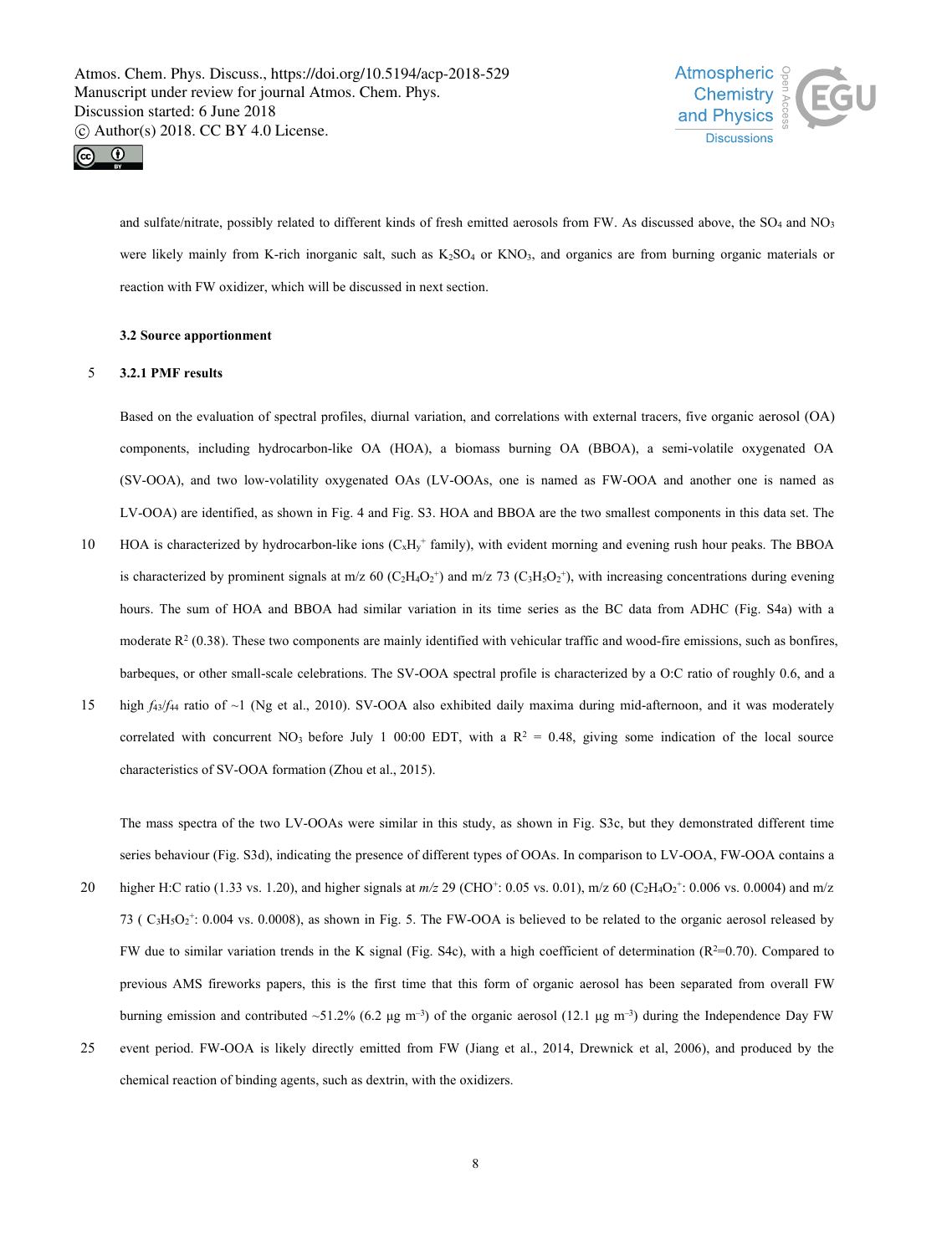and sulfate/nitrate, possibly related to different kinds of fresh emitted aerosols from FW. As discussed above, the $SO_4$ and $NO_3$ were likely mainly from K-rich inorganic salt, such as $K_2SO_4$ or $KNO_3$, and organics are from burning organic materials or reaction with FW oxidizer, which will be discussed in next section.

### 3.2 Source apportionment

#### 3.2.1 PMF results

Based on the evaluation of spectral profiles, diurnal variation, and correlations with external tracers, five organic aerosol (OA) components, including hydrocarbon-like OA (HOA), a biomass burning OA (BBOA), a semi-volatile oxygenated OA (SV-OOA), and two low-volatility oxygenated OAs (LV-OOAs, one is named as FW-OOA and another one is named as LV-OOA) are identified, as shown in Fig. 4 and Fig. S3. HOA and BBOA are the two smallest components in this data set. The HOA is characterized by hydrocarbon-like ions ($C_xH_y^+$ family), with evident morning and evening rush hour peaks. The BBOA is characterized by prominent signals at m/z 60 ($C_2H_4O_2^+$) and m/z 73 ($C_3H_5O_2^+$), with increasing concentrations during evening hours. The sum of HOA and BBOA had similar variation in its time series as the BC data from ADHC (Fig. S4a) with a moderate $R^2$ (0.38). These two components are mainly identified with vehicular traffic and wood-fire emissions, such as bonfires, barbeques, or other small-scale celebrations. The SV-OOA spectral profile is characterized by a O:C ratio of roughly 0.6, and a high $f_{43}/f_{44}$ ratio of ~1 (Ng et al., 2010). SV-OOA also exhibited daily maxima during mid-afternoon, and it was moderately correlated with concurrent $NO_3$ before July 1 00:00 EDT, with a $R^2$ = 0.48, giving some indication of the local source characteristics of SV-OOA formation (Zhou et al., 2015).

The mass spectra of the two LV-OOAs were similar in this study, as shown in Fig. S3c, but they demonstrated different time series behaviour (Fig. S3d), indicating the presence of different types of OOAs. In comparison to LV-OOA, FW-OOA contains a higher H:C ratio (1.33 vs. 1.20), and higher signals at *m/z* 29 ($CHO^+$: 0.05 vs. 0.01), m/z 60 ($C_2H_4O_2^+$: 0.006 vs. 0.0004) and m/z 73 ( $C_3H_5O_2^+$: 0.004 vs. 0.0008), as shown in Fig. 5. The FW-OOA is believed to be related to the organic aerosol released by FW due to similar variation trends in the K signal (Fig. S4c), with a high coefficient of determination ($R^2$=0.70). Compared to previous AMS fireworks papers, this is the first time that this form of organic aerosol has been separated from overall FW burning emission and contributed ~51.2% (6.2 μg m$^{-3}$) of the organic aerosol (12.1 μg m$^{-3}$) during the Independence Day FW event period. FW-OOA is likely directly emitted from FW (Jiang et al., 2014, Drewnick et al, 2006), and produced by the chemical reaction of binding agents, such as dextrin, with the oxidizers.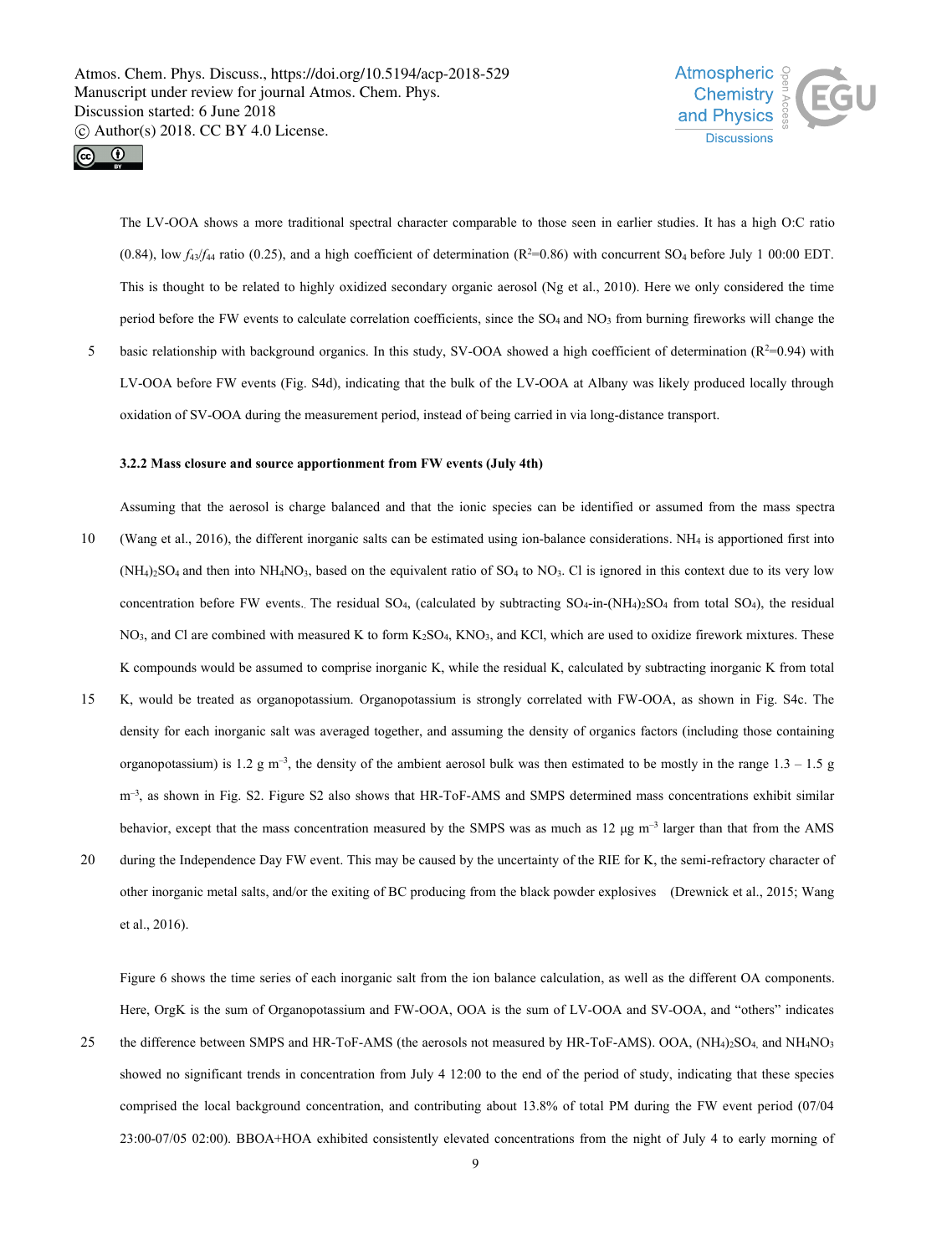The LV-OOA shows a more traditional spectral character comparable to those seen in earlier studies. It has a high O:C ratio (0.84), low $f_{43}/f_{44}$ ratio (0.25), and a high coefficient of determination ($R^2$=0.86) with concurrent $SO_4$ before July 1 00:00 EDT. This is thought to be related to highly oxidized secondary organic aerosol (Ng et al., 2010). Here we only considered the time period before the FW events to calculate correlation coefficients, since the $SO_4$ and $NO_3$ from burning fireworks will change the basic relationship with background organics. In this study, SV-OOA showed a high coefficient of determination ($R^2$=0.94) with LV-OOA before FW events (Fig. S4d), indicating that the bulk of the LV-OOA at Albany was likely produced locally through oxidation of SV-OOA during the measurement period, instead of being carried in via long-distance transport.

#### 3.2.2 Mass closure and source apportionment from FW events (July 4th)

Assuming that the aerosol is charge balanced and that the ionic species can be identified or assumed from the mass spectra (Wang et al., 2016), the different inorganic salts can be estimated using ion-balance considerations. $NH_4$ is apportioned first into $(NH_4)_2SO_4$ and then into $NH_4NO_3$, based on the equivalent ratio of $SO_4$ to $NO_3$. Cl is ignored in this context due to its very low concentration before FW events.. The residual $SO_4$, (calculated by subtracting $SO_4$-in-$(NH_4)_2SO_4$ from total $SO_4$), the residual $NO_3$, and Cl are combined with measured K to form $K_2SO_4$, $KNO_3$, and KCl, which are used to oxidize firework mixtures. These K compounds would be assumed to comprise inorganic K, while the residual K, calculated by subtracting inorganic K from total K, would be treated as organopotassium. Organopotassium is strongly correlated with FW-OOA, as shown in Fig. S4c. The density for each inorganic salt was averaged together, and assuming the density of organics factors (including those containing organopotassium) is 1.2 g $m^{-3}$, the density of the ambient aerosol bulk was then estimated to be mostly in the range 1.3 – 1.5 g $m^{-3}$, as shown in Fig. S2. Figure S2 also shows that HR-ToF-AMS and SMPS determined mass concentrations exhibit similar behavior, except that the mass concentration measured by the SMPS was as much as 12 μg $m^{-3}$ larger than that from the AMS during the Independence Day FW event. This may be caused by the uncertainty of the RIE for K, the semi-refractory character of other inorganic metal salts, and/or the exiting of BC producing from the black powder explosives (Drewnick et al., 2015; Wang et al., 2016).

Figure 6 shows the time series of each inorganic salt from the ion balance calculation, as well as the different OA components. Here, OrgK is the sum of Organopotassium and FW-OOA, OOA is the sum of LV-OOA and SV-OOA, and "others" indicates the difference between SMPS and HR-ToF-AMS (the aerosols not measured by HR-ToF-AMS). OOA, $(NH_4)_2SO_4$, and $NH_4NO_3$ showed no significant trends in concentration from July 4 12:00 to the end of the period of study, indicating that these species comprised the local background concentration, and contributing about 13.8% of total PM during the FW event period (07/04 23:00-07/05 02:00). BBOA+HOA exhibited consistently elevated concentrations from the night of July 4 to early morning of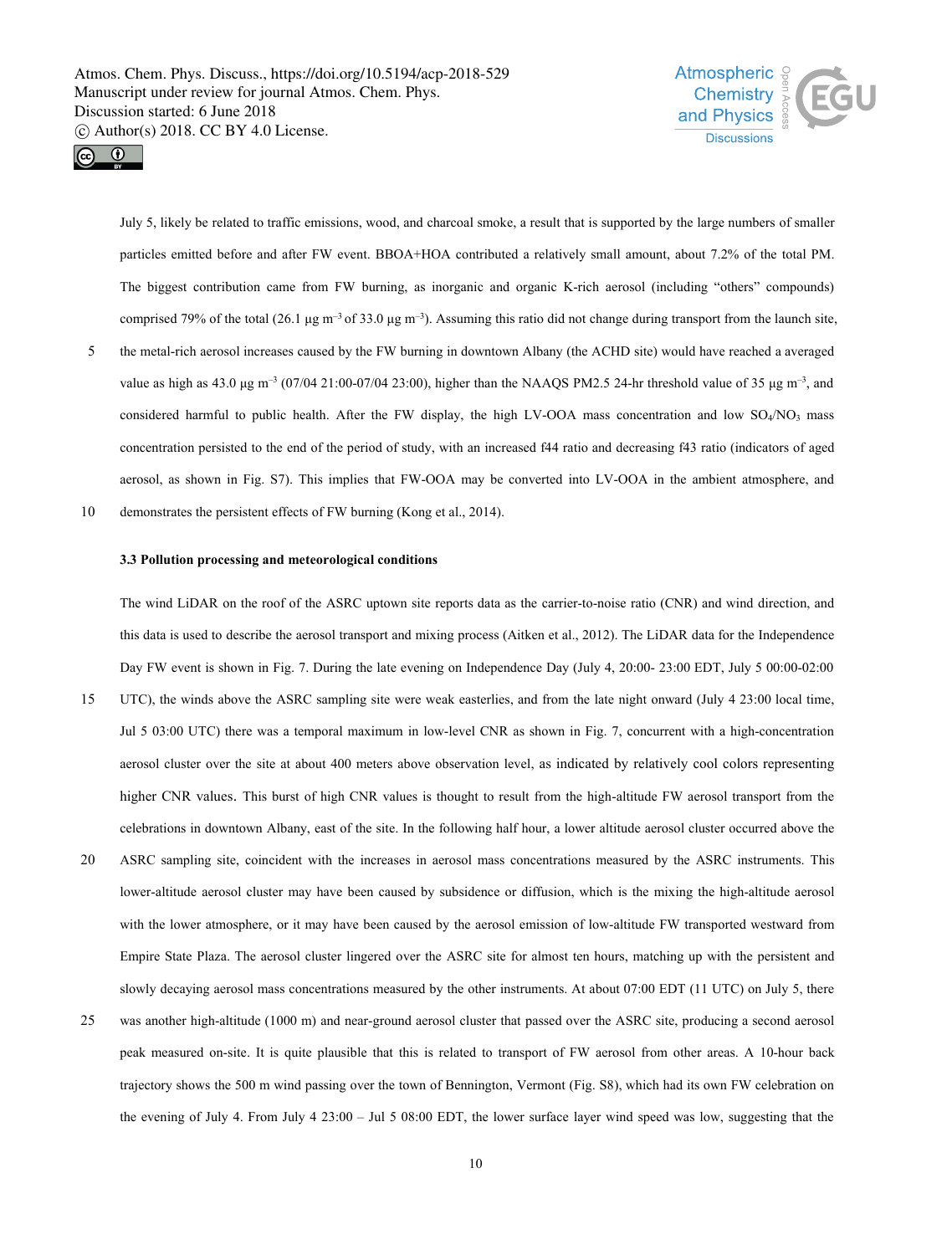July 5, likely be related to traffic emissions, wood, and charcoal smoke, a result that is supported by the large numbers of smaller particles emitted before and after FW event. BBOA+HOA contributed a relatively small amount, about 7.2% of the total PM. The biggest contribution came from FW burning, as inorganic and organic K-rich aerosol (including "others" compounds) comprised 79% of the total (26.1 μg $m^{-3}$ of 33.0 μg $m^{-3}$). Assuming this ratio did not change during transport from the launch site, the metal-rich aerosol increases caused by the FW burning in downtown Albany (the ACHD site) would have reached a averaged value as high as 43.0 μg $m^{-3}$ (07/04 21:00-07/04 23:00), higher than the NAAQS PM2.5 24-hr threshold value of 35 μg $m^{-3}$, and considered harmful to public health. After the FW display, the high LV-OOA mass concentration and low $SO_4$/$NO_3$ mass concentration persisted to the end of the period of study, with an increased f44 ratio and decreasing f43 ratio (indicators of aged aerosol, as shown in Fig. S7). This implies that FW-OOA may be converted into LV-OOA in the ambient atmosphere, and demonstrates the persistent effects of FW burning (Kong et al., 2014).

### 3.3 Pollution processing and meteorological conditions

The wind LiDAR on the roof of the ASRC uptown site reports data as the carrier-to-noise ratio (CNR) and wind direction, and this data is used to describe the aerosol transport and mixing process (Aitken et al., 2012). The LiDAR data for the Independence Day FW event is shown in Fig. 7. During the late evening on Independence Day (July 4, 20:00- 23:00 EDT, July 5 00:00-02:00 UTC), the winds above the ASRC sampling site were weak easterlies, and from the late night onward (July 4 23:00 local time, Jul 5 03:00 UTC) there was a temporal maximum in low-level CNR as shown in Fig. 7, concurrent with a high-concentration aerosol cluster over the site at about 400 meters above observation level, as indicated by relatively cool colors representing higher CNR values. This burst of high CNR values is thought to result from the high-altitude FW aerosol transport from the celebrations in downtown Albany, east of the site. In the following half hour, a lower altitude aerosol cluster occurred above the ASRC sampling site, coincident with the increases in aerosol mass concentrations measured by the ASRC instruments. This lower-altitude aerosol cluster may have been caused by subsidence or diffusion, which is the mixing the high-altitude aerosol with the lower atmosphere, or it may have been caused by the aerosol emission of low-altitude FW transported westward from Empire State Plaza. The aerosol cluster lingered over the ASRC site for almost ten hours, matching up with the persistent and slowly decaying aerosol mass concentrations measured by the other instruments. At about 07:00 EDT (11 UTC) on July 5, there was another high-altitude (1000 m) and near-ground aerosol cluster that passed over the ASRC site, producing a second aerosol peak measured on-site. It is quite plausible that this is related to transport of FW aerosol from other areas. A 10-hour back trajectory shows the 500 m wind passing over the town of Bennington, Vermont (Fig. S8), which had its own FW celebration on the evening of July 4. From July 4 23:00 – Jul 5 08:00 EDT, the lower surface layer wind speed was low, suggesting that the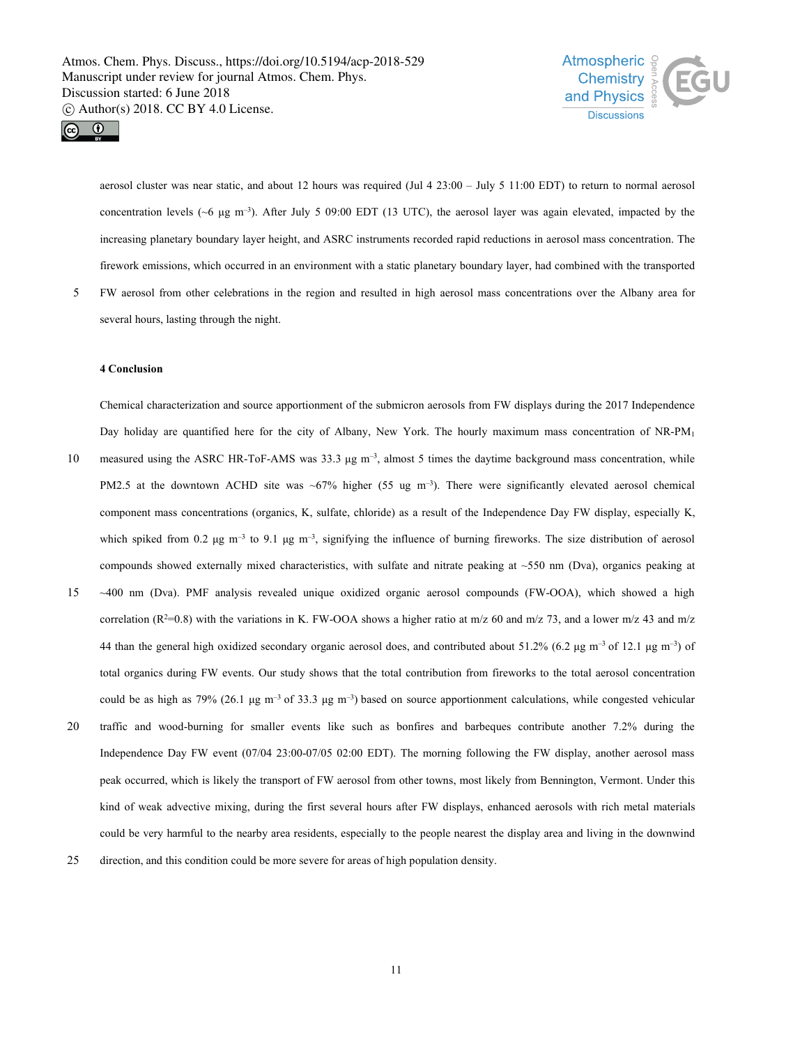aerosol cluster was near static, and about 12 hours was required (Jul 4 23:00 – July 5 11:00 EDT) to return to normal aerosol concentration levels (~6 μg $m^{-3}$). After July 5 09:00 EDT (13 UTC), the aerosol layer was again elevated, impacted by the increasing planetary boundary layer height, and ASRC instruments recorded rapid reductions in aerosol mass concentration. The firework emissions, which occurred in an environment with a static planetary boundary layer, had combined with the transported FW aerosol from other celebrations in the region and resulted in high aerosol mass concentrations over the Albany area for several hours, lasting through the night.

#### 4 Conclusion

Chemical characterization and source apportionment of the submicron aerosols from FW displays during the 2017 Independence Day holiday are quantified here for the city of Albany, New York. The hourly maximum mass concentration of $NR\text{-}PM_1$ measured using the ASRC HR-ToF-AMS was 33.3 μg $m^{-3}$, almost 5 times the daytime background mass concentration, while PM2.5 at the downtown ACHD site was ~67% higher (55 ug $m^{-3}$). There were significantly elevated aerosol chemical component mass concentrations (organics, K, sulfate, chloride) as a result of the Independence Day FW display, especially K, which spiked from 0.2 μg $m^{-3}$ to 9.1 μg $m^{-3}$, signifying the influence of burning fireworks. The size distribution of aerosol compounds showed externally mixed characteristics, with sulfate and nitrate peaking at ~550 nm (Dva), organics peaking at ~400 nm (Dva). PMF analysis revealed unique oxidized organic aerosol compounds (FW-OOA), which showed a high correlation ($R^2$=0.8) with the variations in K. FW-OOA shows a higher ratio at m/z 60 and m/z 73, and a lower m/z 43 and m/z 44 than the general high oxidized secondary organic aerosol does, and contributed about 51.2% (6.2 μg $m^{-3}$ of 12.1 μg $m^{-3}$) of total organics during FW events. Our study shows that the total contribution from fireworks to the total aerosol concentration could be as high as 79% (26.1 μg $m^{-3}$ of 33.3 μg $m^{-3}$) based on source apportionment calculations, while congested vehicular traffic and wood-burning for smaller events like such as bonfires and barbeques contribute another 7.2% during the Independence Day FW event (07/04 23:00-07/05 02:00 EDT). The morning following the FW display, another aerosol mass peak occurred, which is likely the transport of FW aerosol from other towns, most likely from Bennington, Vermont. Under this kind of weak advective mixing, during the first several hours after FW displays, enhanced aerosols with rich metal materials could be very harmful to the nearby area residents, especially to the people nearest the display area and living in the downwind direction, and this condition could be more severe for areas of high population density.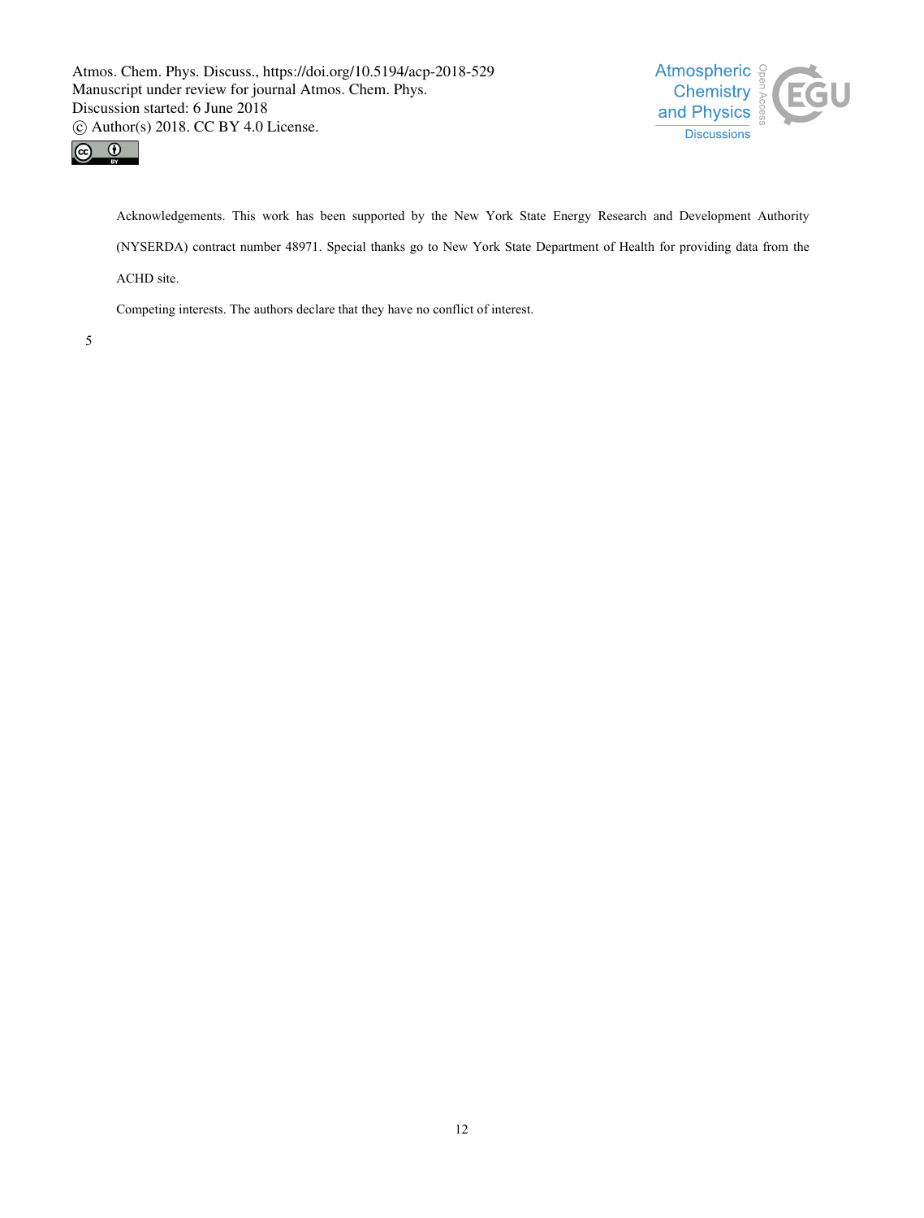Acknowledgements. This work has been supported by the New York State Energy Research and Development Authority (NYSERDA) contract number 48971. Special thanks go to New York State Department of Health for providing data from the ACHD site.

Competing interests. The authors declare that they have no conflict of interest.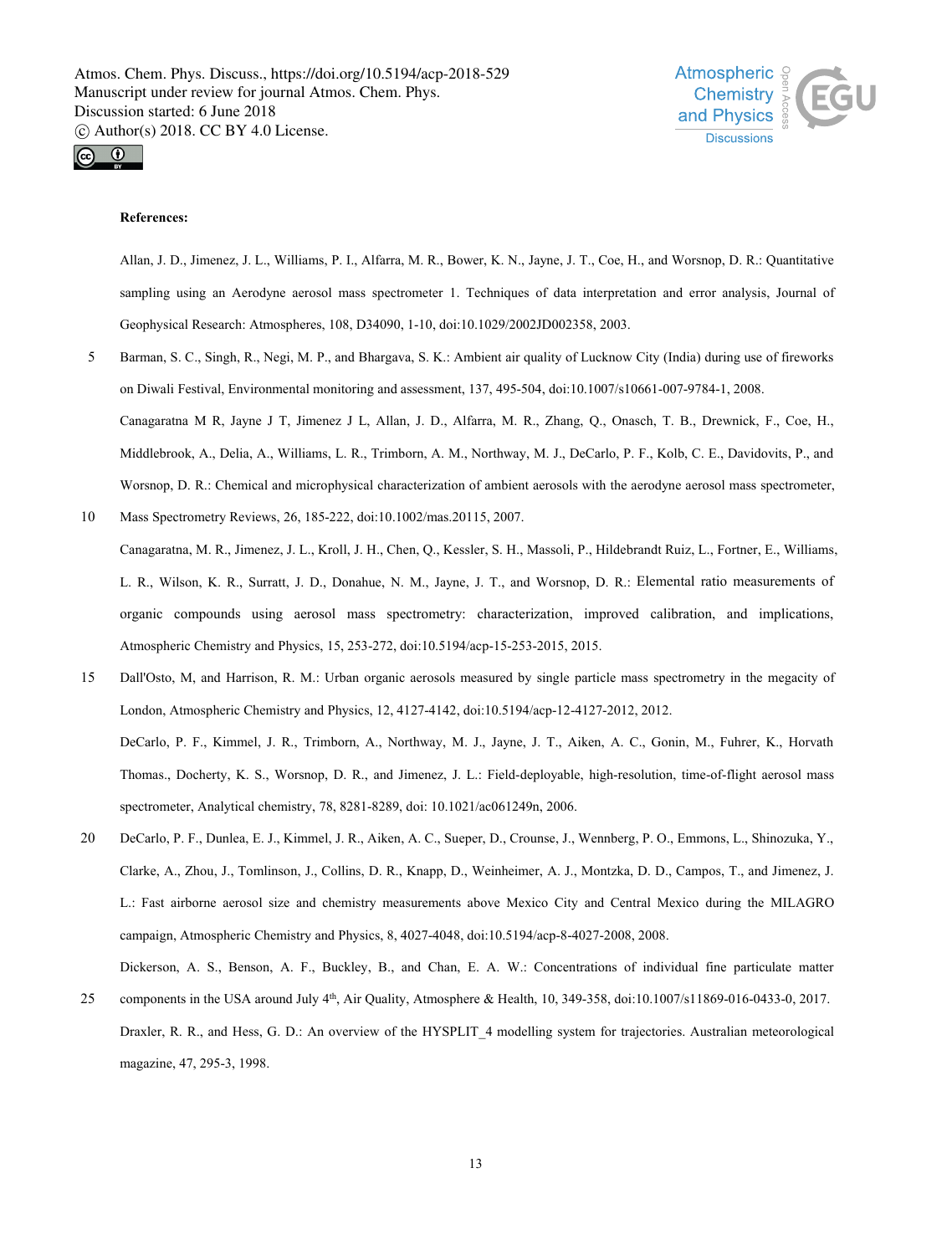**References:**

Allan, J. D., Jimenez, J. L., Williams, P. I., Alfarra, M. R., Bower, K. N., Jayne, J. T., Coe, H., and Worsnop, D. R.: Quantitative sampling using an Aerodyne aerosol mass spectrometer 1. Techniques of data interpretation and error analysis, Journal of Geophysical Research: Atmospheres, 108, D34090, 1-10, doi:10.1029/2002JD002358, 2003.

Barman, S. C., Singh, R., Negi, M. P., and Bhargava, S. K.: Ambient air quality of Lucknow City (India) during use of fireworks on Diwali Festival, Environmental monitoring and assessment, 137, 495-504, doi:10.1007/s10661-007-9784-1, 2008.

Canagaratna M R, Jayne J T, Jimenez J L, Allan, J. D., Alfarra, M. R., Zhang, Q., Onasch, T. B., Drewnick, F., Coe, H., Middlebrook, A., Delia, A., Williams, L. R., Trimborn, A. M., Northway, M. J., DeCarlo, P. F., Kolb, C. E., Davidovits, P., and Worsnop, D. R.: Chemical and microphysical characterization of ambient aerosols with the aerodyne aerosol mass spectrometer, Mass Spectrometry Reviews, 26, 185-222, doi:10.1002/mas.20115, 2007.

Canagaratna, M. R., Jimenez, J. L., Kroll, J. H., Chen, Q., Kessler, S. H., Massoli, P., Hildebrandt Ruiz, L., Fortner, E., Williams, L. R., Wilson, K. R., Surratt, J. D., Donahue, N. M., Jayne, J. T., and Worsnop, D. R.: Elemental ratio measurements of organic compounds using aerosol mass spectrometry: characterization, improved calibration, and implications, Atmospheric Chemistry and Physics, 15, 253-272, doi:10.5194/acp-15-253-2015, 2015.

Dall'Osto, M, and Harrison, R. M.: Urban organic aerosols measured by single particle mass spectrometry in the megacity of London, Atmospheric Chemistry and Physics, 12, 4127-4142, doi:10.5194/acp-12-4127-2012, 2012.

DeCarlo, P. F., Kimmel, J. R., Trimborn, A., Northway, M. J., Jayne, J. T., Aiken, A. C., Gonin, M., Fuhrer, K., Horvath Thomas., Docherty, K. S., Worsnop, D. R., and Jimenez, J. L.: Field-deployable, high-resolution, time-of-flight aerosol mass spectrometer, Analytical chemistry, 78, 8281-8289, doi: 10.1021/ac061249n, 2006.

DeCarlo, P. F., Dunlea, E. J., Kimmel, J. R., Aiken, A. C., Sueper, D., Crounse, J., Wennberg, P. O., Emmons, L., Shinozuka, Y., Clarke, A., Zhou, J., Tomlinson, J., Collins, D. R., Knapp, D., Weinheimer, A. J., Montzka, D. D., Campos, T., and Jimenez, J. L.: Fast airborne aerosol size and chemistry measurements above Mexico City and Central Mexico during the MILAGRO campaign, Atmospheric Chemistry and Physics, 8, 4027-4048, doi:10.5194/acp-8-4027-2008, 2008.

Dickerson, A. S., Benson, A. F., Buckley, B., and Chan, E. A. W.: Concentrations of individual fine particulate matter components in the USA around July 4th, Air Quality, Atmosphere & Health, 10, 349-358, doi:10.1007/s11869-016-0433-0, 2017.

Draxler, R. R., and Hess, G. D.: An overview of the HYSPLIT_4 modelling system for trajectories. Australian meteorological magazine, 47, 295-3, 1998.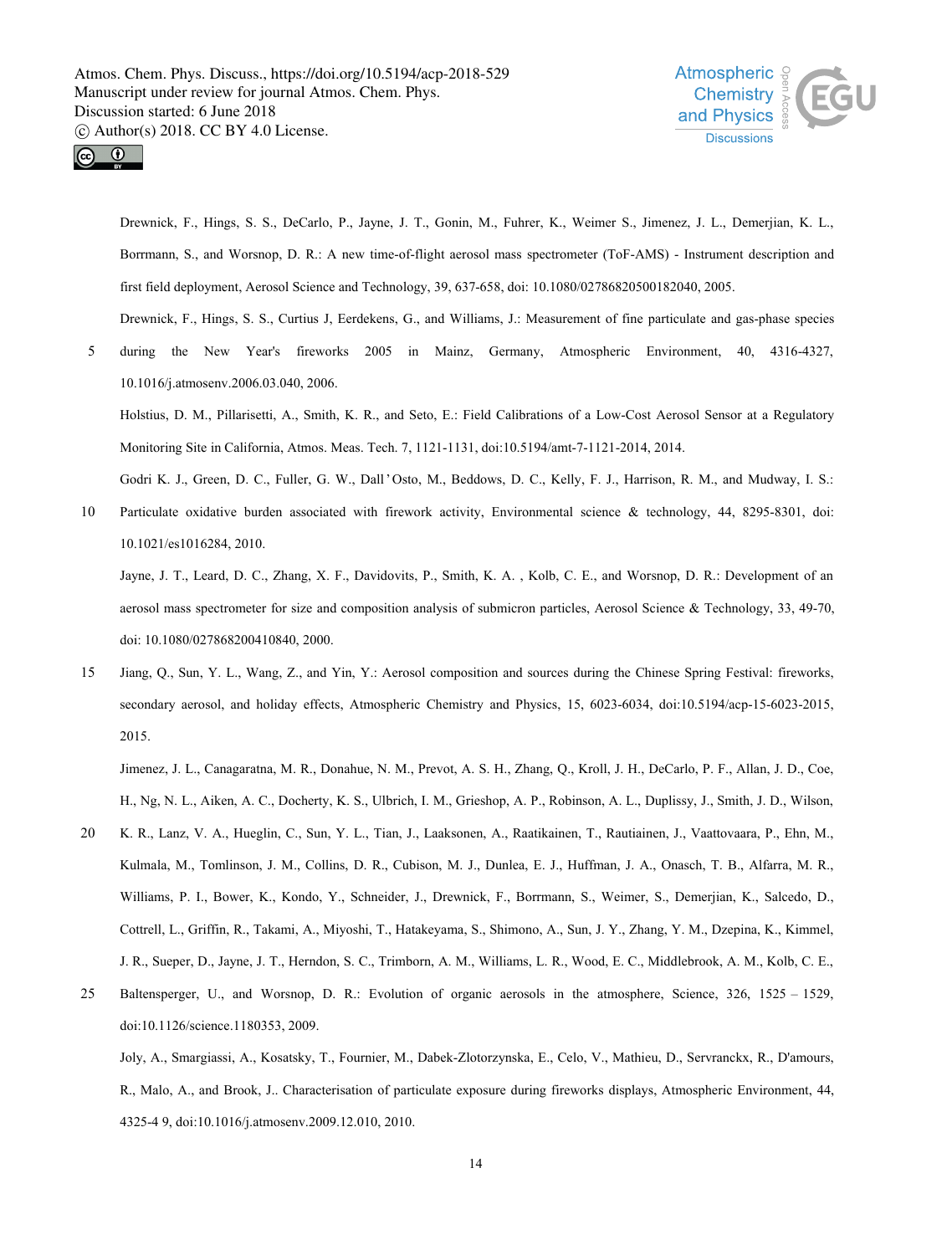Drewnick, F., Hings, S. S., DeCarlo, P., Jayne, J. T., Gonin, M., Fuhrer, K., Weimer S., Jimenez, J. L., Demerjian, K. L., Borrmann, S., and Worsnop, D. R.: A new time-of-flight aerosol mass spectrometer (ToF-AMS) - Instrument description and first field deployment, Aerosol Science and Technology, 39, 637-658, doi: 10.1080/02786820500182040, 2005.

Drewnick, F., Hings, S. S., Curtius J, Eerdekens, G., and Williams, J.: Measurement of fine particulate and gas-phase species during the New Year's fireworks 2005 in Mainz, Germany, Atmospheric Environment, 40, 4316-4327, 10.1016/j.atmosenv.2006.03.040, 2006.

Holstius, D. M., Pillarisetti, A., Smith, K. R., and Seto, E.: Field Calibrations of a Low-Cost Aerosol Sensor at a Regulatory Monitoring Site in California, Atmos. Meas. Tech. 7, 1121-1131, doi:10.5194/amt-7-1121-2014, 2014.

Godri K. J., Green, D. C., Fuller, G. W., Dall'Osto, M., Beddows, D. C., Kelly, F. J., Harrison, R. M., and Mudway, I. S.: Particulate oxidative burden associated with firework activity, Environmental science & technology, 44, 8295-8301, doi: 10.1021/es1016284, 2010.

Jayne, J. T., Leard, D. C., Zhang, X. F., Davidovits, P., Smith, K. A. , Kolb, C. E., and Worsnop, D. R.: Development of an aerosol mass spectrometer for size and composition analysis of submicron particles, Aerosol Science & Technology, 33, 49-70, doi: 10.1080/027868200410840, 2000.

Jiang, Q., Sun, Y. L., Wang, Z., and Yin, Y.: Aerosol composition and sources during the Chinese Spring Festival: fireworks, secondary aerosol, and holiday effects, Atmospheric Chemistry and Physics, 15, 6023-6034, doi:10.5194/acp-15-6023-2015, 2015.

Jimenez, J. L., Canagaratna, M. R., Donahue, N. M., Prevot, A. S. H., Zhang, Q., Kroll, J. H., DeCarlo, P. F., Allan, J. D., Coe, H., Ng, N. L., Aiken, A. C., Docherty, K. S., Ulbrich, I. M., Grieshop, A. P., Robinson, A. L., Duplissy, J., Smith, J. D., Wilson, K. R., Lanz, V. A., Hueglin, C., Sun, Y. L., Tian, J., Laaksonen, A., Raatikainen, T., Rautiainen, J., Vaattovaara, P., Ehn, M., Kulmala, M., Tomlinson, J. M., Collins, D. R., Cubison, M. J., Dunlea, E. J., Huffman, J. A., Onasch, T. B., Alfarra, M. R., Williams, P. I., Bower, K., Kondo, Y., Schneider, J., Drewnick, F., Borrmann, S., Weimer, S., Demerjian, K., Salcedo, D., Cottrell, L., Griffin, R., Takami, A., Miyoshi, T., Hatakeyama, S., Shimono, A., Sun, J. Y., Zhang, Y. M., Dzepina, K., Kimmel, J. R., Sueper, D., Jayne, J. T., Herndon, S. C., Trimborn, A. M., Williams, L. R., Wood, E. C., Middlebrook, A. M., Kolb, C. E., Baltensperger, U., and Worsnop, D. R.: Evolution of organic aerosols in the atmosphere, Science, 326, 1525 – 1529, doi:10.1126/science.1180353, 2009.

Joly, A., Smargiassi, A., Kosatsky, T., Fournier, M., Dabek-Zlotorzynska, E., Celo, V., Mathieu, D., Servranckx, R., D'amours, R., Malo, A., and Brook, J.. Characterisation of particulate exposure during fireworks displays, Atmospheric Environment, 44, 4325-4 9, doi:10.1016/j.atmosenv.2009.12.010, 2010.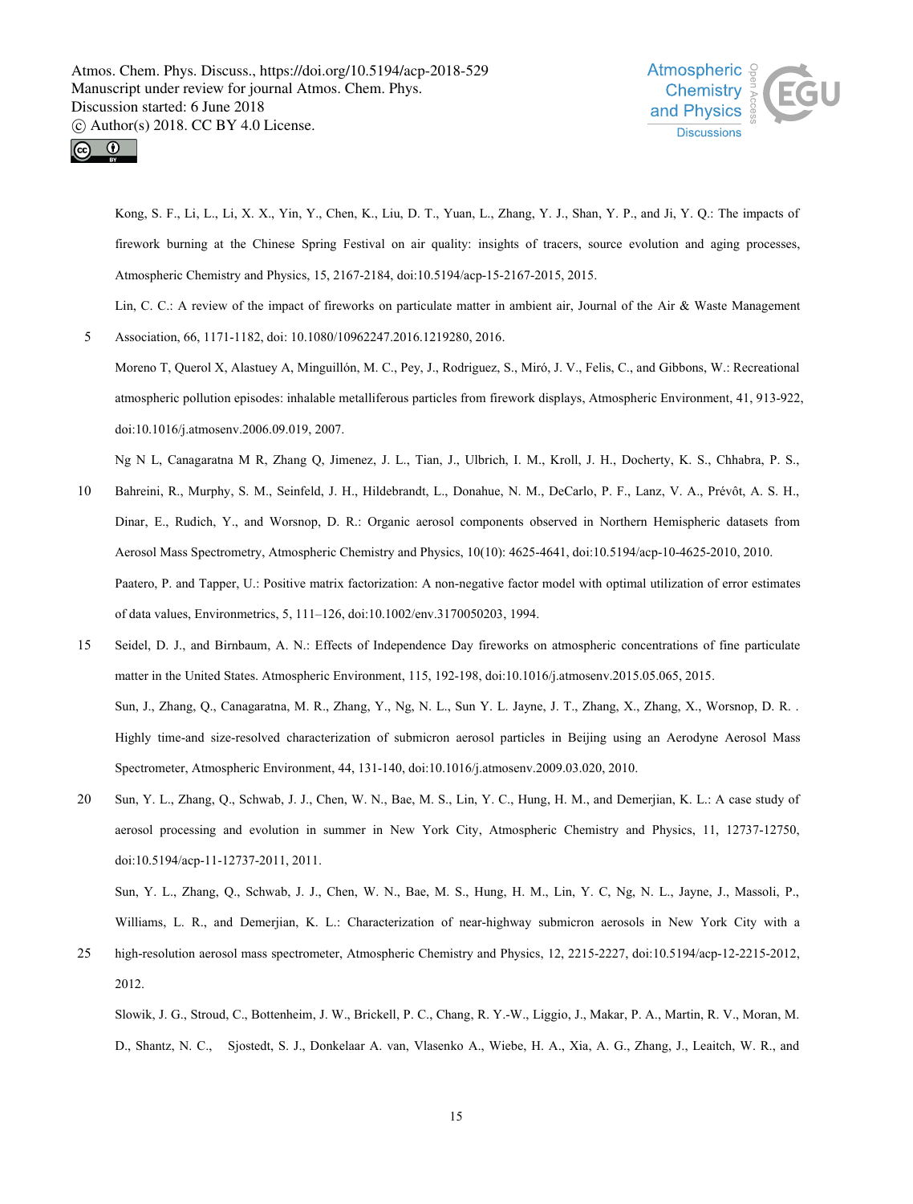Kong, S. F., Li, L., Li, X. X., Yin, Y., Chen, K., Liu, D. T., Yuan, L., Zhang, Y. J., Shan, Y. P., and Ji, Y. Q.: The impacts of firework burning at the Chinese Spring Festival on air quality: insights of tracers, source evolution and aging processes, Atmospheric Chemistry and Physics, 15, 2167-2184, doi:10.5194/acp-15-2167-2015, 2015.

Lin, C. C.: A review of the impact of fireworks on particulate matter in ambient air, Journal of the Air & Waste Management Association, 66, 1171-1182, doi: 10.1080/10962247.2016.1219280, 2016.

Moreno T, Querol X, Alastuey A, Minguillón, M. C., Pey, J., Rodriguez, S., Miró, J. V., Felis, C., and Gibbons, W.: Recreational atmospheric pollution episodes: inhalable metalliferous particles from firework displays, Atmospheric Environment, 41, 913-922, doi:10.1016/j.atmosenv.2006.09.019, 2007.

Ng N L, Canagaratna M R, Zhang Q, Jimenez, J. L., Tian, J., Ulbrich, I. M., Kroll, J. H., Docherty, K. S., Chhabra, P. S., Bahreini, R., Murphy, S. M., Seinfeld, J. H., Hildebrandt, L., Donahue, N. M., DeCarlo, P. F., Lanz, V. A., Prévôt, A. S. H., Dinar, E., Rudich, Y., and Worsnop, D. R.: Organic aerosol components observed in Northern Hemispheric datasets from Aerosol Mass Spectrometry, Atmospheric Chemistry and Physics, 10(10): 4625-4641, doi:10.5194/acp-10-4625-2010, 2010.

Paatero, P. and Tapper, U.: Positive matrix factorization: A non-negative factor model with optimal utilization of error estimates of data values, Environmetrics, 5, 111–126, doi:10.1002/env.3170050203, 1994.

Seidel, D. J., and Birnbaum, A. N.: Effects of Independence Day fireworks on atmospheric concentrations of fine particulate matter in the United States. Atmospheric Environment, 115, 192-198, doi:10.1016/j.atmosenv.2015.05.065, 2015.

Sun, J., Zhang, Q., Canagaratna, M. R., Zhang, Y., Ng, N. L., Sun Y. L. Jayne, J. T., Zhang, X., Zhang, X., Worsnop, D. R. . Highly time-and size-resolved characterization of submicron aerosol particles in Beijing using an Aerodyne Aerosol Mass Spectrometer, Atmospheric Environment, 44, 131-140, doi:10.1016/j.atmosenv.2009.03.020, 2010.

Sun, Y. L., Zhang, Q., Schwab, J. J., Chen, W. N., Bae, M. S., Lin, Y. C., Hung, H. M., and Demerjian, K. L.: A case study of aerosol processing and evolution in summer in New York City, Atmospheric Chemistry and Physics, 11, 12737-12750, doi:10.5194/acp-11-12737-2011, 2011.

Sun, Y. L., Zhang, Q., Schwab, J. J., Chen, W. N., Bae, M. S., Hung, H. M., Lin, Y. C, Ng, N. L., Jayne, J., Massoli, P., Williams, L. R., and Demerjian, K. L.: Characterization of near-highway submicron aerosols in New York City with a high-resolution aerosol mass spectrometer, Atmospheric Chemistry and Physics, 12, 2215-2227, doi:10.5194/acp-12-2215-2012, 2012.

Slowik, J. G., Stroud, C., Bottenheim, J. W., Brickell, P. C., Chang, R. Y.-W., Liggio, J., Makar, P. A., Martin, R. V., Moran, M. D., Shantz, N. C., Sjostedt, S. J., Donkelaar A. van, Vlasenko A., Wiebe, H. A., Xia, A. G., Zhang, J., Leaitch, W. R., and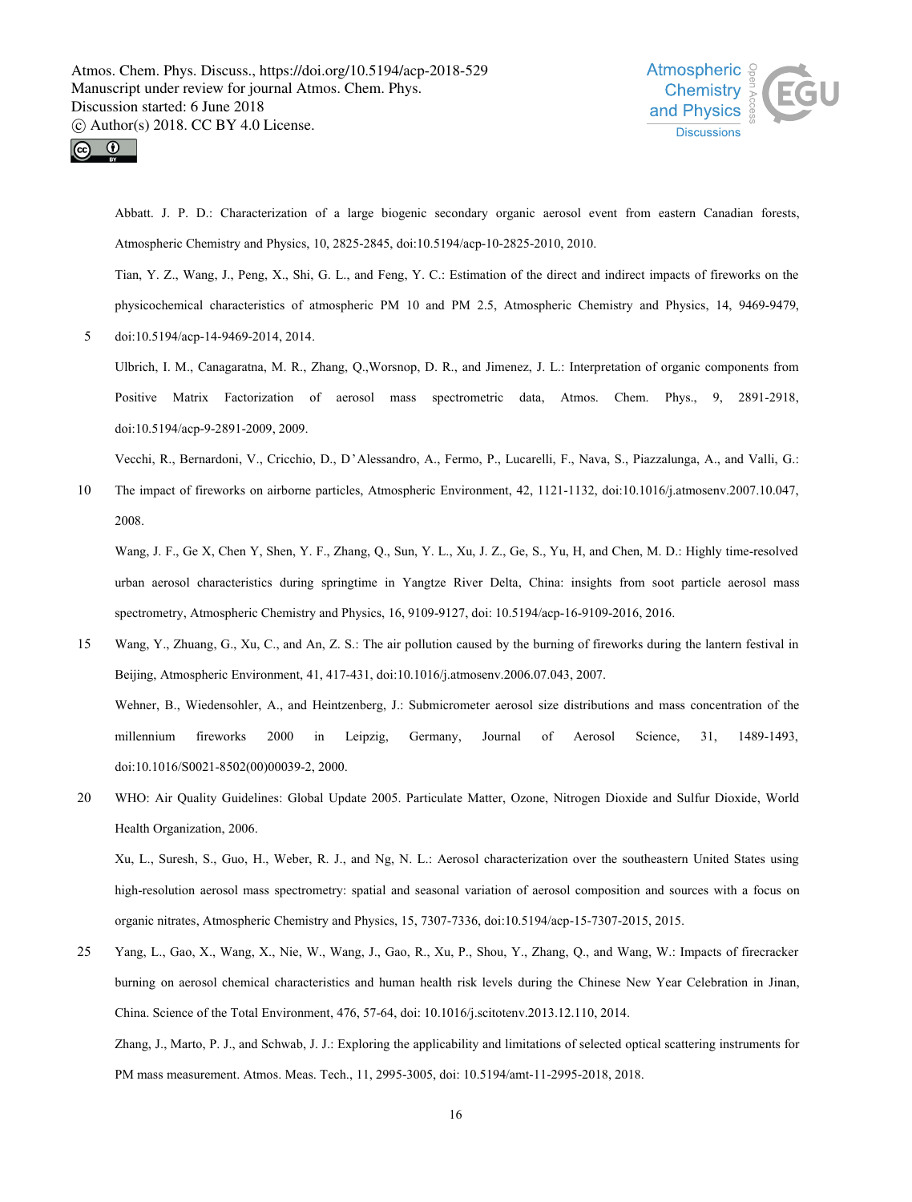Abbatt. J. P. D.: Characterization of a large biogenic secondary organic aerosol event from eastern Canadian forests, Atmospheric Chemistry and Physics, 10, 2825-2845, doi:10.5194/acp-10-2825-2010, 2010.

Tian, Y. Z., Wang, J., Peng, X., Shi, G. L., and Feng, Y. C.: Estimation of the direct and indirect impacts of fireworks on the physicochemical characteristics of atmospheric PM 10 and PM 2.5, Atmospheric Chemistry and Physics, 14, 9469-9479, doi:10.5194/acp-14-9469-2014, 2014.

Ulbrich, I. M., Canagaratna, M. R., Zhang, Q.,Worsnop, D. R., and Jimenez, J. L.: Interpretation of organic components from Positive Matrix Factorization of aerosol mass spectrometric data, Atmos. Chem. Phys., 9, 2891-2918, doi:10.5194/acp-9-2891-2009, 2009.

Vecchi, R., Bernardoni, V., Cricchio, D., D'Alessandro, A., Fermo, P., Lucarelli, F., Nava, S., Piazzalunga, A., and Valli, G.: The impact of fireworks on airborne particles, Atmospheric Environment, 42, 1121-1132, doi:10.1016/j.atmosenv.2007.10.047, 2008.

Wang, J. F., Ge X, Chen Y, Shen, Y. F., Zhang, Q., Sun, Y. L., Xu, J. Z., Ge, S., Yu, H, and Chen, M. D.: Highly time-resolved urban aerosol characteristics during springtime in Yangtze River Delta, China: insights from soot particle aerosol mass spectrometry, Atmospheric Chemistry and Physics, 16, 9109-9127, doi: 10.5194/acp-16-9109-2016, 2016.

Wang, Y., Zhuang, G., Xu, C., and An, Z. S.: The air pollution caused by the burning of fireworks during the lantern festival in Beijing, Atmospheric Environment, 41, 417-431, doi:10.1016/j.atmosenv.2006.07.043, 2007.

Wehner, B., Wiedensohler, A., and Heintzenberg, J.: Submicrometer aerosol size distributions and mass concentration of the millennium fireworks 2000 in Leipzig, Germany, Journal of Aerosol Science, 31, 1489-1493, doi:10.1016/S0021-8502(00)00039-2, 2000.

WHO: Air Quality Guidelines: Global Update 2005. Particulate Matter, Ozone, Nitrogen Dioxide and Sulfur Dioxide, World Health Organization, 2006.

Xu, L., Suresh, S., Guo, H., Weber, R. J., and Ng, N. L.: Aerosol characterization over the southeastern United States using high-resolution aerosol mass spectrometry: spatial and seasonal variation of aerosol composition and sources with a focus on organic nitrates, Atmospheric Chemistry and Physics, 15, 7307-7336, doi:10.5194/acp-15-7307-2015, 2015.

Yang, L., Gao, X., Wang, X., Nie, W., Wang, J., Gao, R., Xu, P., Shou, Y., Zhang, Q., and Wang, W.: Impacts of firecracker burning on aerosol chemical characteristics and human health risk levels during the Chinese New Year Celebration in Jinan, China. Science of the Total Environment, 476, 57-64, doi: 10.1016/j.scitotenv.2013.12.110, 2014.

Zhang, J., Marto, P. J., and Schwab, J. J.: Exploring the applicability and limitations of selected optical scattering instruments for PM mass measurement. Atmos. Meas. Tech., 11, 2995-3005, doi: 10.5194/amt-11-2995-2018, 2018.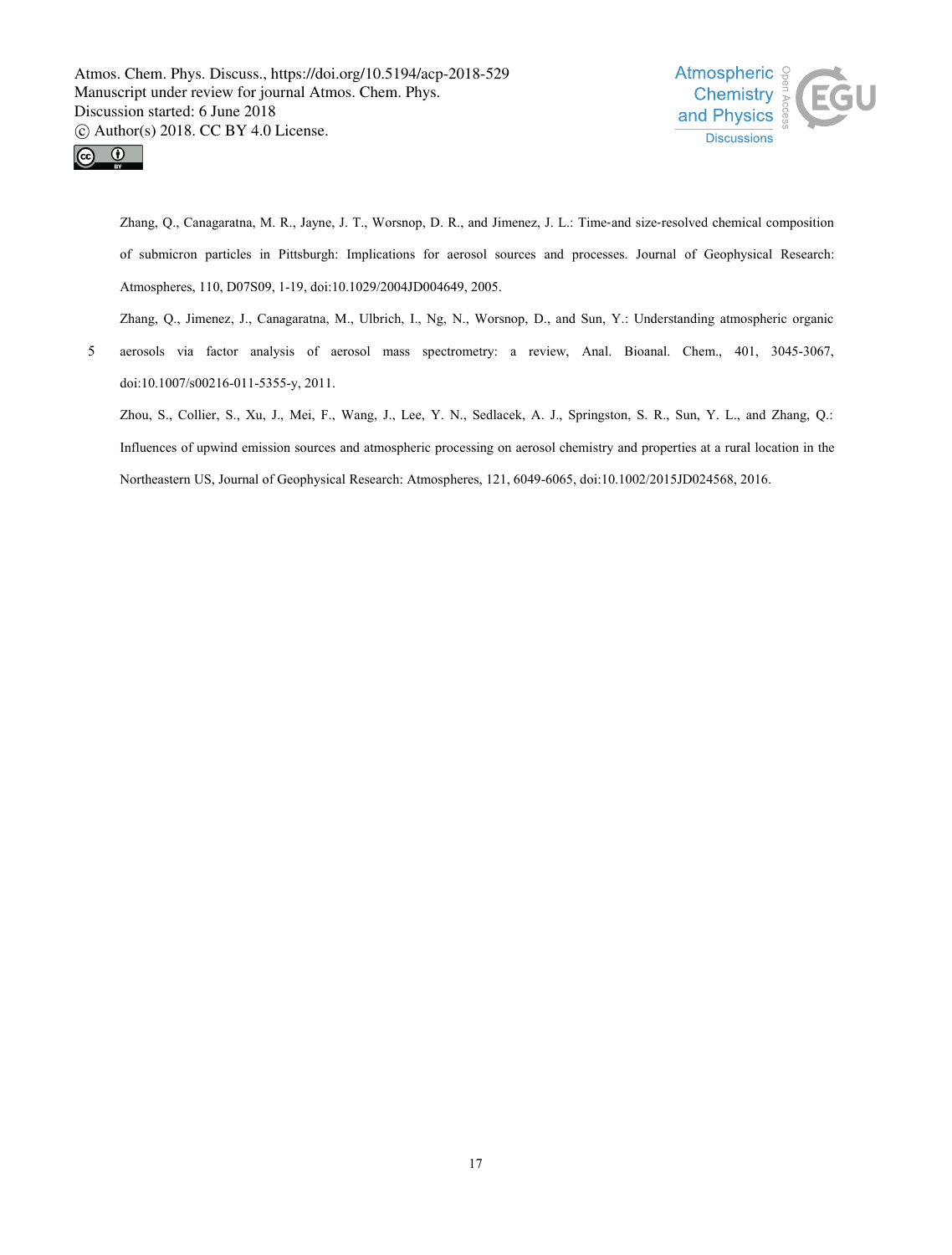Zhang, Q., Canagaratna, M. R., Jayne, J. T., Worsnop, D. R., and Jimenez, J. L.: Time-and size-resolved chemical composition of submicron particles in Pittsburgh: Implications for aerosol sources and processes. Journal of Geophysical Research: Atmospheres, 110, D07S09, 1-19, doi:10.1029/2004JD004649, 2005.

Zhang, Q., Jimenez, J., Canagaratna, M., Ulbrich, I., Ng, N., Worsnop, D., and Sun, Y.: Understanding atmospheric organic aerosols via factor analysis of aerosol mass spectrometry: a review, Anal. Bioanal. Chem., 401, 3045-3067, doi:10.1007/s00216-011-5355-y, 2011.

Zhou, S., Collier, S., Xu, J., Mei, F., Wang, J., Lee, Y. N., Sedlacek, A. J., Springston, S. R., Sun, Y. L., and Zhang, Q.: Influences of upwind emission sources and atmospheric processing on aerosol chemistry and properties at a rural location in the Northeastern US, Journal of Geophysical Research: Atmospheres, 121, 6049-6065, doi:10.1002/2015JD024568, 2016.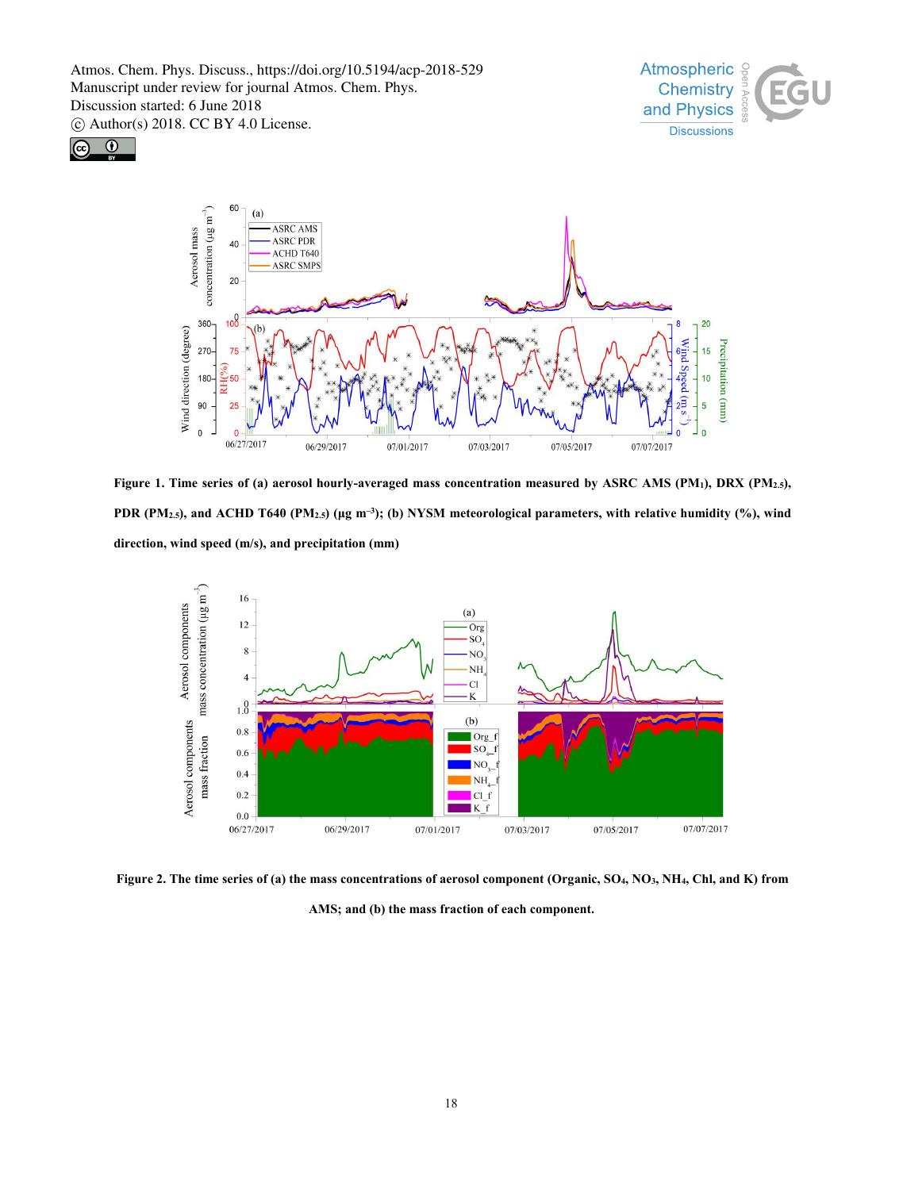**Figure 1. Time series of (a) aerosol hourly-averaged mass concentration measured by ASRC AMS ($PM_1$), DRX ($PM_{2.5}$), PDR ($PM_{2.5}$), and ACHD T640 ($PM_{2.5}$) (μg $m^{-3}$); (b) NYSM meteorological parameters, with relative humidity (%), wind direction, wind speed (m/s), and precipitation (mm)**

**Figure 2. The time series of (a) the mass concentrations of aerosol component (Organic, $SO_4$, $NO_3$, $NH_4$, Chl, and K) from AMS; and (b) the mass fraction of each component.**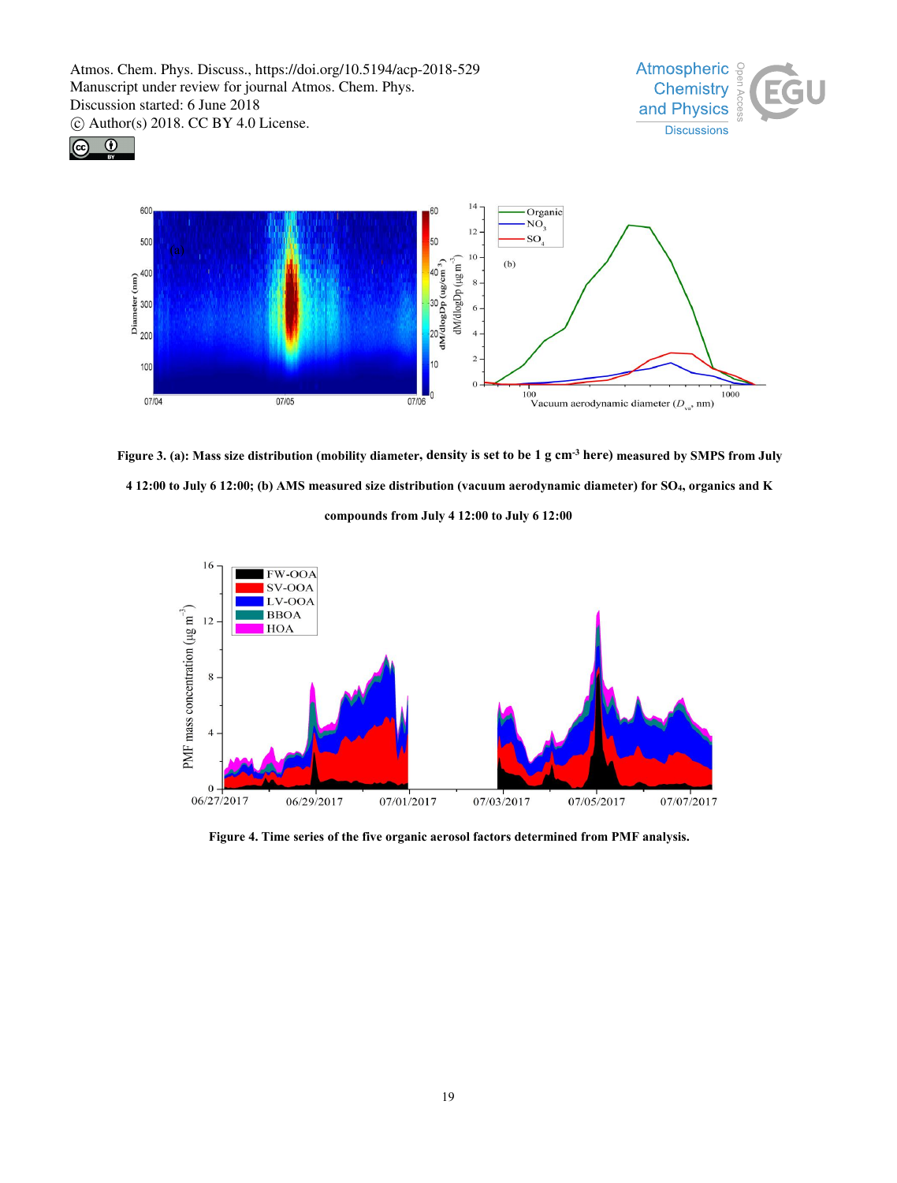**Figure 3. (a): Mass size distribution (mobility diameter, density is set to be 1 g cm$^{-3}$ here) measured by SMPS from July 4 12:00 to July 6 12:00; (b) AMS measured size distribution (vacuum aerodynamic diameter) for $SO_4$, organics and K compounds from July 4 12:00 to July 6 12:00**

**Figure 4. Time series of the five organic aerosol factors determined from PMF analysis.**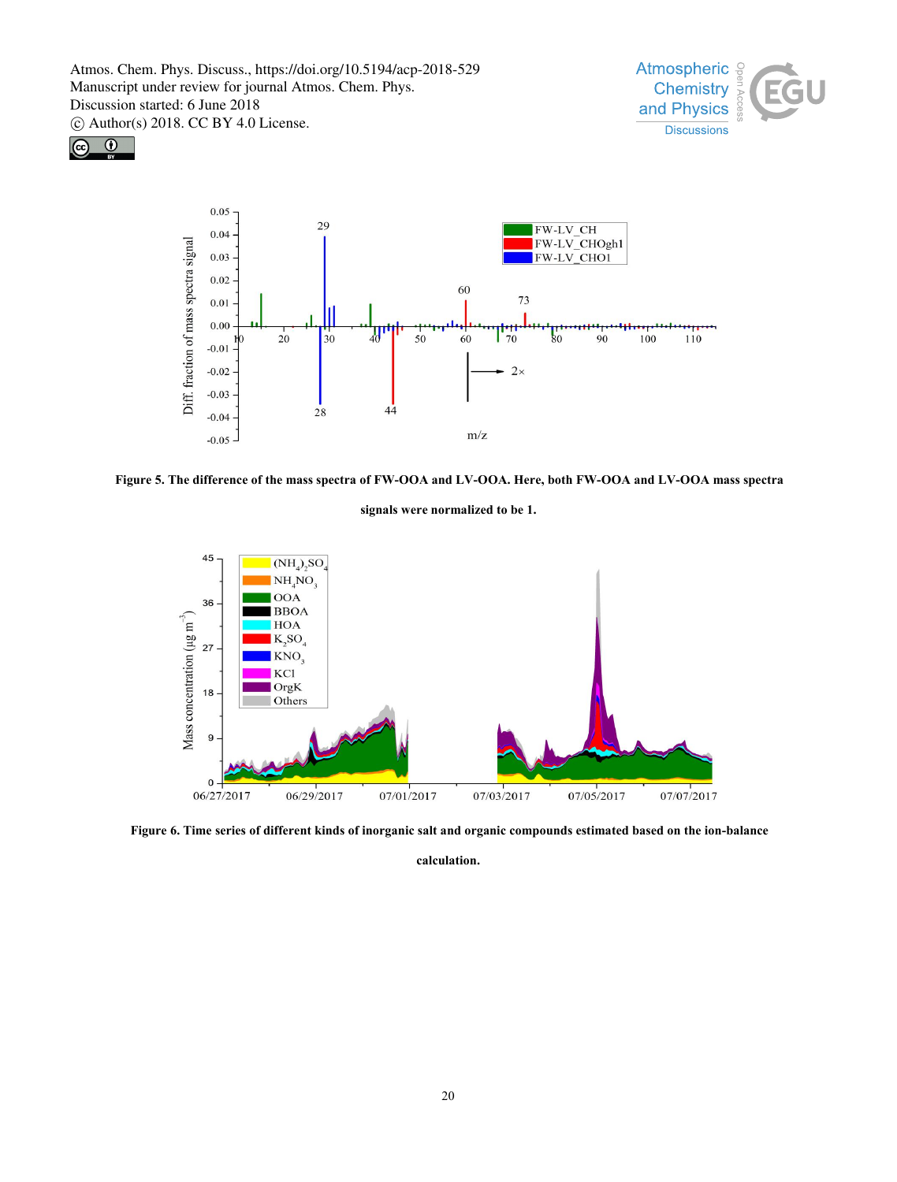**Figure 5. The difference of the mass spectra of FW-OOA and LV-OOA. Here, both FW-OOA and LV-OOA mass spectra signals were normalized to be 1.**

**Figure 6. Time series of different kinds of inorganic salt and organic compounds estimated based on the ion-balance calculation.**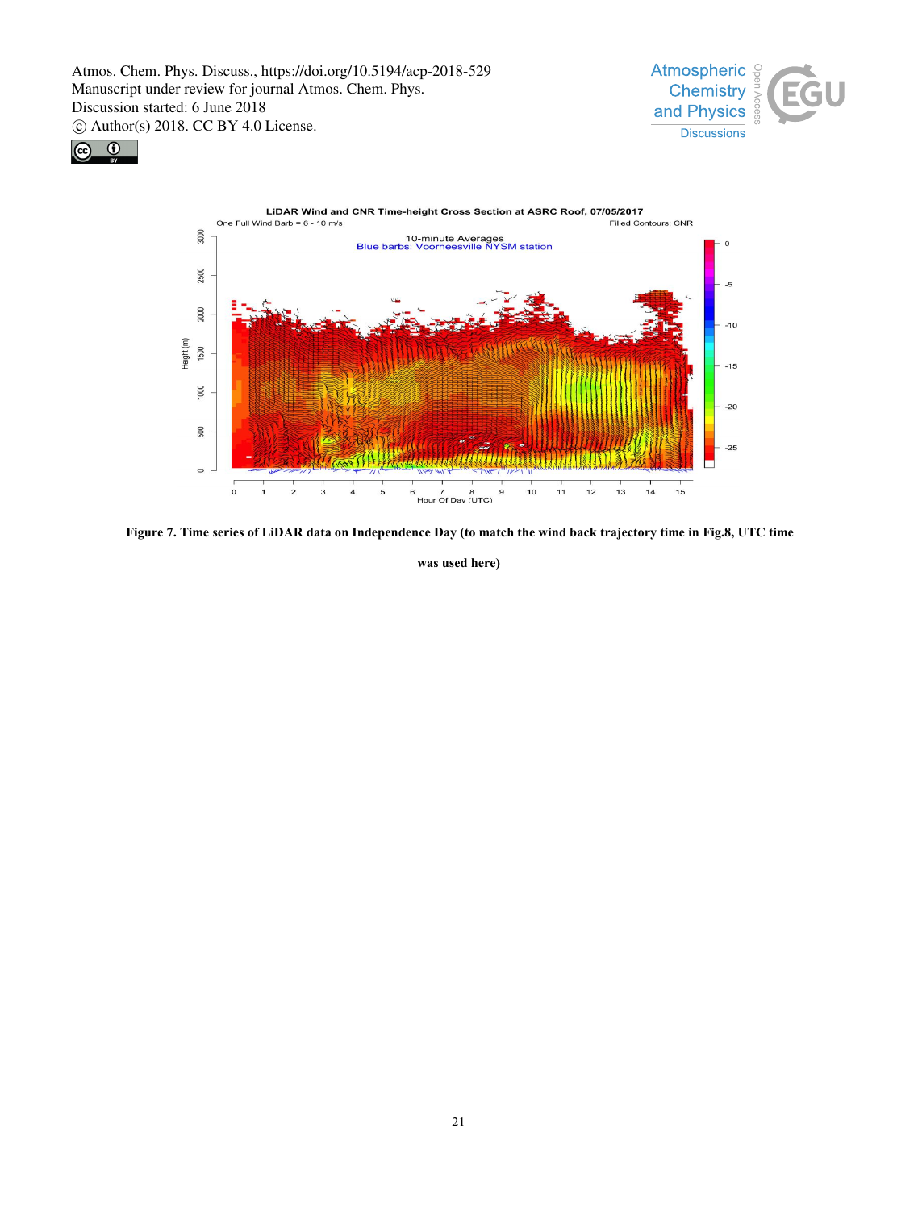LiDAR Wind and CNR Time-height Cross Section at ASRC Roof, 07/05/2017

One Full Wind Barb = 6 - 10 m/s

Filled Contours: CNR

10-minute Averages

Blue barbs: Voorheesville NYSM station

Height (m)

0
500
1000
1500
2000
2500
3000

Hour Of Day (UTC)

0 1 2 3 4 5 6 7 8 9 10 11 12 13 14 15

0
-5
-10
-15
-20
-25

**Figure 7. Time series of LiDAR data on Independence Day (to match the wind back trajectory time in Fig.8, UTC time was used here)**